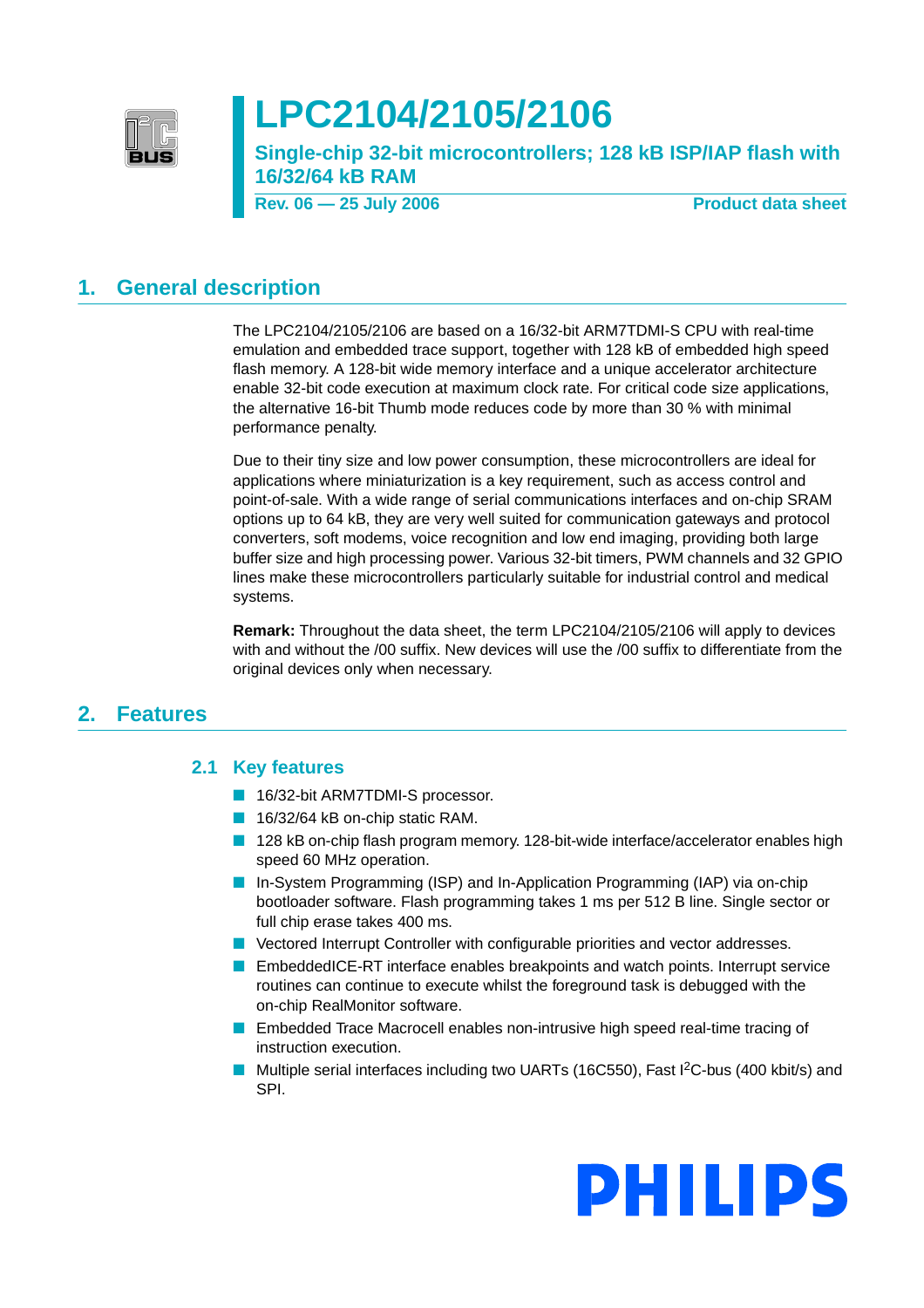# LPC2104/2105/2106

## Single-chip 32-bit microcontrollers; 128 kB ISP/IAP flash with 16/32/64 kB RAM

**Rev. 06 — 25 July 2006** **Product data sheet**

## 1. General description

The LPC2104/2105/2106 are based on a 16/32-bit ARM7TDMI-S CPU with real-time emulation and embedded trace support, together with 128 kB of embedded high speed flash memory. A 128-bit wide memory interface and a unique accelerator architecture enable 32-bit code execution at maximum clock rate. For critical code size applications, the alternative 16-bit Thumb mode reduces code by more than 30 % with minimal performance penalty.

Due to their tiny size and low power consumption, these microcontrollers are ideal for applications where miniaturization is a key requirement, such as access control and point-of-sale. With a wide range of serial communications interfaces and on-chip SRAM options up to 64 kB, they are very well suited for communication gateways and protocol converters, soft modems, voice recognition and low end imaging, providing both large buffer size and high processing power. Various 32-bit timers, PWM channels and 32 GPIO lines make these microcontrollers particularly suitable for industrial control and medical systems.

**Remark:** Throughout the data sheet, the term LPC2104/2105/2106 will apply to devices with and without the /00 suffix. New devices will use the /00 suffix to differentiate from the original devices only when necessary.

## 2. Features

### 2.1 Key features

- 16/32-bit ARM7TDMI-S processor.
- 16/32/64 kB on-chip static RAM.
- 128 kB on-chip flash program memory. 128-bit-wide interface/accelerator enables high speed 60 MHz operation.
- In-System Programming (ISP) and In-Application Programming (IAP) via on-chip bootloader software. Flash programming takes 1 ms per 512 B line. Single sector or full chip erase takes 400 ms.
- Vectored Interrupt Controller with configurable priorities and vector addresses.
- EmbeddedICE-RT interface enables breakpoints and watch points. Interrupt service routines can continue to execute whilst the foreground task is debugged with the on-chip RealMonitor software.
- Embedded Trace Macrocell enables non-intrusive high speed real-time tracing of instruction execution.
- Multiple serial interfaces including two UARTs (16C550), Fast I$^2$C-bus (400 kbit/s) and SPI.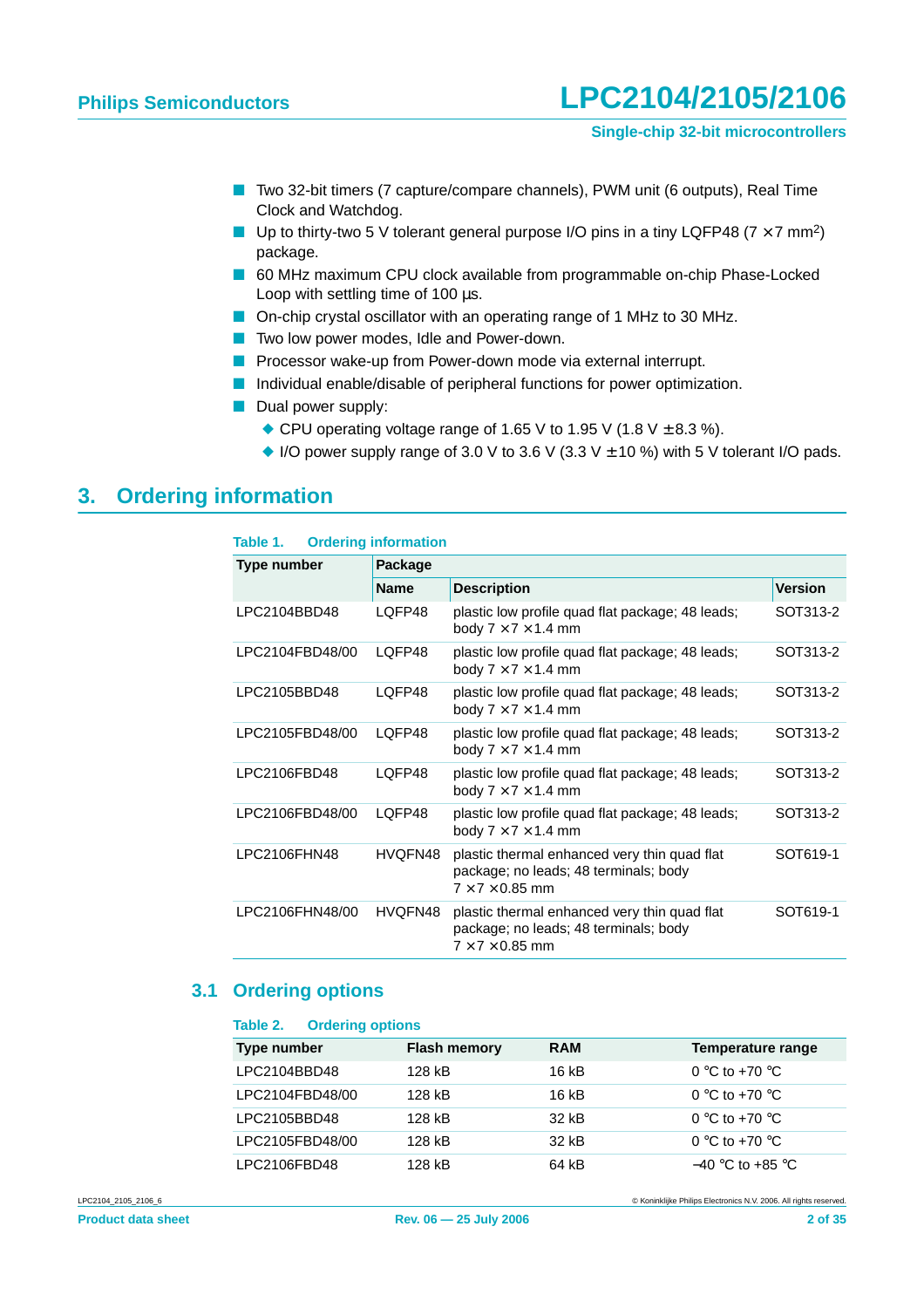- Two 32-bit timers (7 capture/compare channels), PWM unit (6 outputs), Real Time Clock and Watchdog.
- Up to thirty-two 5 V tolerant general purpose I/O pins in a tiny LQFP48 (7 × 7 $mm^2$) package.
- 60 MHz maximum CPU clock available from programmable on-chip Phase-Locked Loop with settling time of 100 µs.
- On-chip crystal oscillator with an operating range of 1 MHz to 30 MHz.
- Two low power modes, Idle and Power-down.
- Processor wake-up from Power-down mode via external interrupt.
- Individual enable/disable of peripheral functions for power optimization.
- Dual power supply:
  - CPU operating voltage range of 1.65 V to 1.95 V (1.8 V ± 8.3 %).
  - I/O power supply range of 3.0 V to 3.6 V (3.3 V ± 10 %) with 5 V tolerant I/O pads.

# 3. Ordering information

**Table 1. Ordering information**

| Type number | Package | | |
|---|---|---|---|
| | Name | Description | Version |
| LPC2104BBD48 | LQFP48 | plastic low profile quad flat package; 48 leads; body 7 × 7 × 1.4 mm | SOT313-2 |
| LPC2104FBD48/00 | LQFP48 | plastic low profile quad flat package; 48 leads; body 7 × 7 × 1.4 mm | SOT313-2 |
| LPC2105BBD48 | LQFP48 | plastic low profile quad flat package; 48 leads; body 7 × 7 × 1.4 mm | SOT313-2 |
| LPC2105FBD48/00 | LQFP48 | plastic low profile quad flat package; 48 leads; body 7 × 7 × 1.4 mm | SOT313-2 |
| LPC2106FBD48 | LQFP48 | plastic low profile quad flat package; 48 leads; body 7 × 7 × 1.4 mm | SOT313-2 |
| LPC2106FBD48/00 | LQFP48 | plastic low profile quad flat package; 48 leads; body 7 × 7 × 1.4 mm | SOT313-2 |
| LPC2106FHN48 | HVQFN48 | plastic thermal enhanced very thin quad flat package; no leads; 48 terminals; body 7 × 7 × 0.85 mm | SOT619-1 |
| LPC2106FHN48/00 | HVQFN48 | plastic thermal enhanced very thin quad flat package; no leads; 48 terminals; body 7 × 7 × 0.85 mm | SOT619-1 |

## 3.1 Ordering options

**Table 2. Ordering options**

| Type number | Flash memory | RAM | Temperature range |
|---|---|---|---|
| LPC2104BBD48 | 128 kB | 16 kB | 0 °C to +70 °C |
| LPC2104FBD48/00 | 128 kB | 16 kB | 0 °C to +70 °C |
| LPC2105BBD48 | 128 kB | 32 kB | 0 °C to +70 °C |
| LPC2105FBD48/00 | 128 kB | 32 kB | 0 °C to +70 °C |
| LPC2106FBD48 | 128 kB | 64 kB | −40 °C to +85 °C |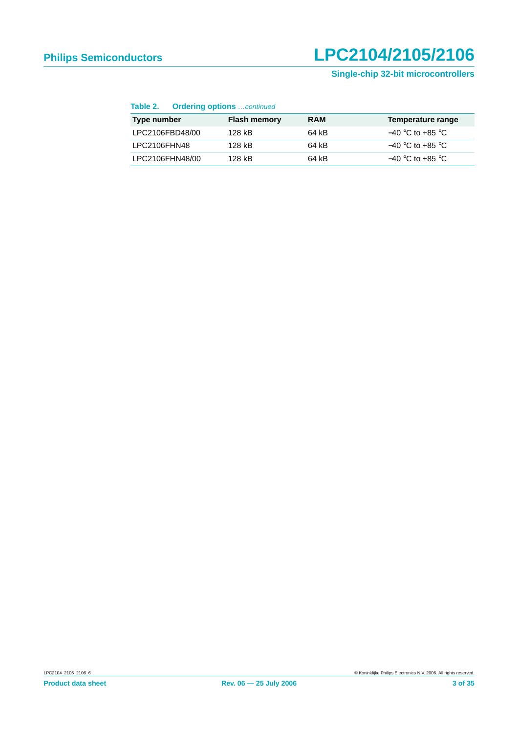**Table 2. Ordering options** *…continued*

| Type number | Flash memory | RAM | Temperature range |
|---|---|---|---|
| LPC2106FBD48/00 | 128 kB | 64 kB | −40 °C to +85 °C |
| LPC2106FHN48 | 128 kB | 64 kB | −40 °C to +85 °C |
| LPC2106FHN48/00 | 128 kB | 64 kB | −40 °C to +85 °C |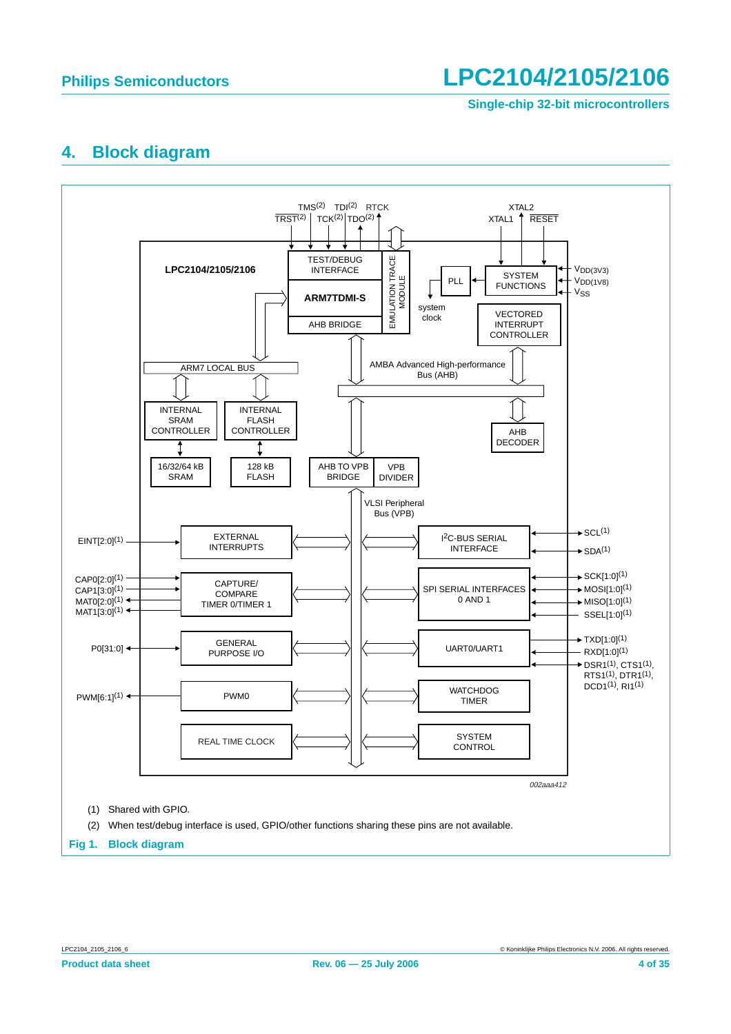## 4. Block diagram

(1) Shared with GPIO.

(2) When test/debug interface is used, GPIO/other functions sharing these pins are not available.

**Fig 1. Block diagram**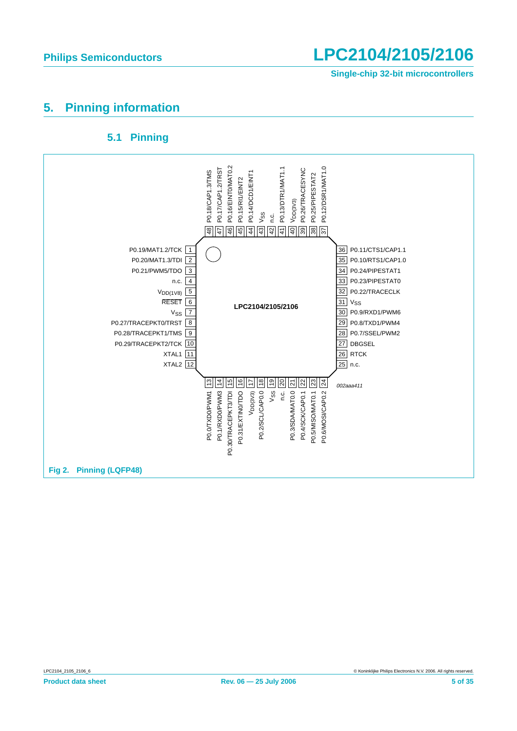# 5. Pinning information

## 5.1 Pinning

| Pin | Name | Pin | Name |
|---|---|---|---|
| 1 | P0.19/MAT1.2/TCK | 25 | n.c. |
| 2 | P0.20/MAT1.3/TDI | 26 | RTCK |
| 3 | P0.21/PWM5/TDO | 27 | DBGSEL |
| 4 | n.c. | 28 | P0.7/SSEL/PWM2 |
| 5 | $V_{DD(1V8)}$ | 29 | P0.8/TXD1/PWM4 |
| 6 | RESET | 30 | P0.9/RXD1/PWM6 |
| 7 | $V_{SS}$ | 31 | $V_{SS}$ |
| 8 | P0.27/TRACEPKT0/TRST | 32 | P0.22/TRACECLK |
| 9 | P0.28/TRACEPKT1/TMS | 33 | P0.23/PIPESTAT0 |
| 10 | P0.29/TRACEPKT2/TCK | 34 | P0.24/PIPESTAT1 |
| 11 | XTAL1 | 35 | P0.10/RTS1/CAP1.0 |
| 12 | XTAL2 | 36 | P0.11/CTS1/CAP1.1 |
| 13 | P0.0/TXD0/PWM1 | 37 | P0.12/DSR1/MAT1.0 |
| 14 | P0.1/RXD0/PWM3 | 38 | P0.25/PIPESTAT2 |
| 15 | P0.30/TRACEPKT3/TDI | 39 | P0.26/TRACESYNC |
| 16 | P0.31/EXTIN0/TDO | 40 | $V_{DD(3V3)}$ |
| 17 | $V_{DD(3V3)}$ | 41 | P0.13/DTR1/MAT1.1 |
| 18 | P0.2/SCL/CAP0.0 | 42 | n.c. |
| 19 | $V_{SS}$ | 43 | $V_{SS}$ |
| 20 | n.c. | 44 | P0.14/DCD1/EINT1 |
| 21 | P0.3/SDA/MAT0.0 | 45 | P0.15/RI1/EINT2 |
| 22 | P0.4/SCK/CAP0.1 | 46 | P0.16/EINT0/MAT0.2 |
| 23 | P0.5/MISO/MAT0.1 | 47 | P0.17/CAP1.2/TRST |
| 24 | P0.6/MOSI/CAP0.2 | 48 | P0.18/CAP1.3/TMS |

LPC2104/2105/2106

002aaa411

**Fig 2. Pinning (LQFP48)**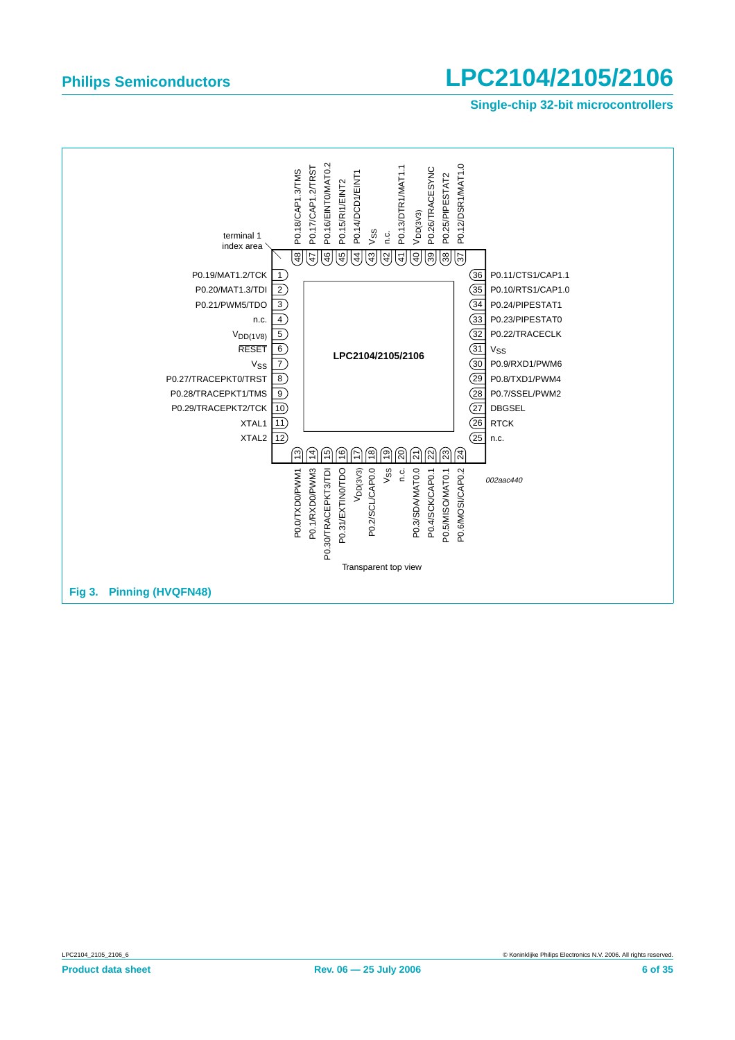Fig 3. Pinning (HVQFN48)

| Pin | Name | Pin | Name |
|---|---|---|---|
| 1 | P0.19/MAT1.2/TCK | 25 | n.c. |
| 2 | P0.20/MAT1.3/TDI | 26 | RTCK |
| 3 | P0.21/PWM5/TDO | 27 | DBGSEL |
| 4 | n.c. | 28 | P0.7/SSEL/PWM2 |
| 5 | $V_{DD(1V8)}$ | 29 | P0.8/TXD1/PWM4 |
| 6 | RESET | 30 | P0.9/RXD1/PWM6 |
| 7 | $V_{SS}$ | 31 | $V_{SS}$ |
| 8 | P0.27/TRACEPKT0/TRST | 32 | P0.22/TRACECLK |
| 9 | P0.28/TRACEPKT1/TMS | 33 | P0.23/PIPESTAT0 |
| 10 | P0.29/TRACEPKT2/TCK | 34 | P0.24/PIPESTAT1 |
| 11 | XTAL1 | 35 | P0.10/RTS1/CAP1.0 |
| 12 | XTAL2 | 36 | P0.11/CTS1/CAP1.1 |
| 13 | P0.0/TXD0/PWM1 | 37 | P0.12/DSR1/MAT1.0 |
| 14 | P0.1/RXD0/PWM3 | 38 | P0.25/PIPESTAT2 |
| 15 | P0.30/TRACEPKT3/TDI | 39 | P0.26/TRACESYNC |
| 16 | P0.31/EXTIN0/TDO | 40 | $V_{DD(3V3)}$ |
| 17 | $V_{DD(3V3)}$ | 41 | P0.13/DTR1/MAT1.1 |
| 18 | P0.2/SCL/CAP0.0 | 42 | n.c. |
| 19 | $V_{SS}$ | 43 | $V_{SS}$ |
| 20 | n.c. | 44 | P0.14/DCD1/EINT1 |
| 21 | P0.3/SDA/MAT0.0 | 45 | P0.15/RI1/EINT2 |
| 22 | P0.4/SCK/CAP0.1 | 46 | P0.16/EINT0/MAT0.2 |
| 23 | P0.5/MISO/MAT0.1 | 47 | P0.17/CAP1.2/TRST |
| 24 | P0.6/MOSI/CAP0.2 | 48 | P0.18/CAP1.3/TMS |

LPC2104/2105/2106

terminal 1 index area

Transparent top view

*002aac440*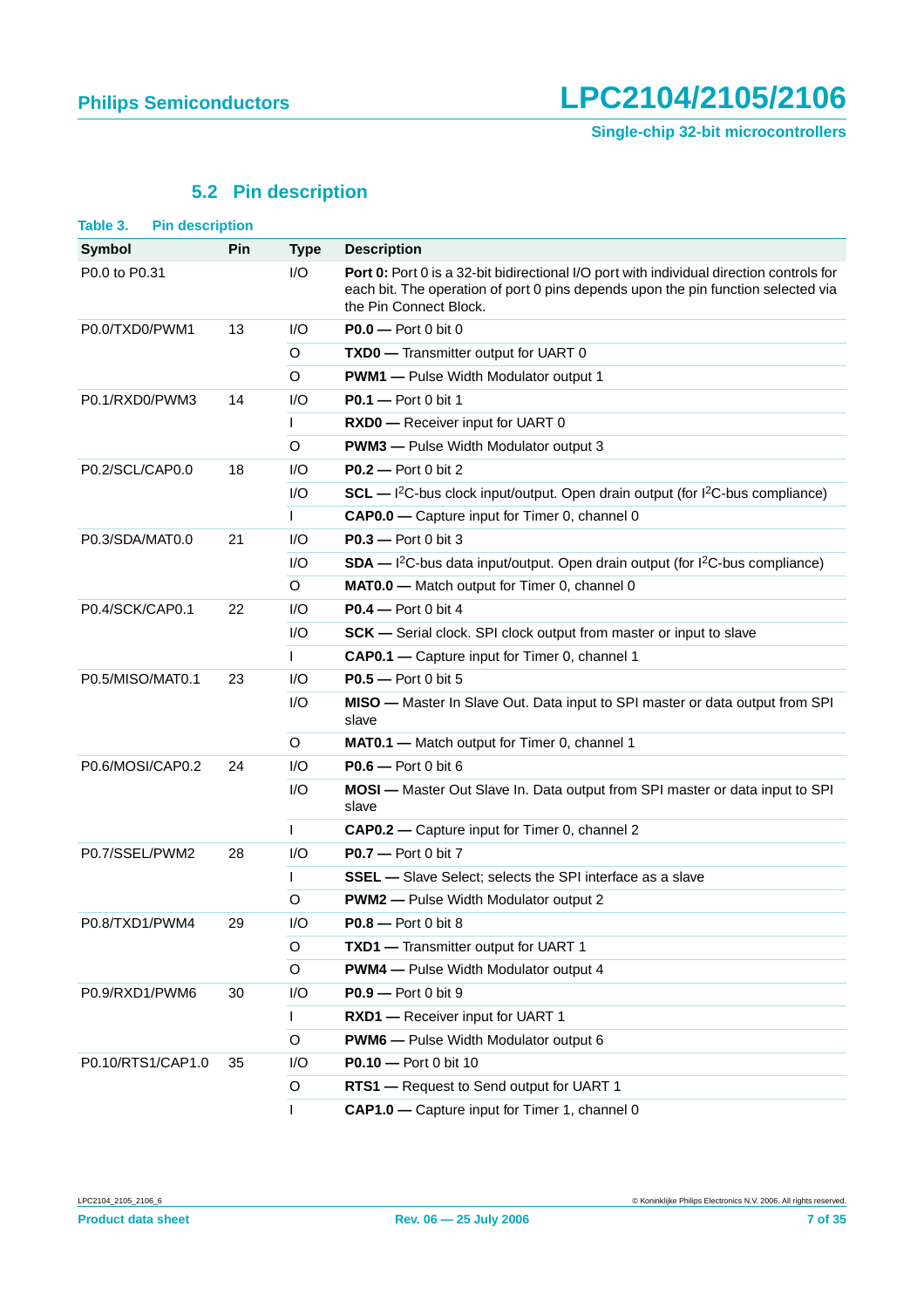### 5.2 Pin description

**Table 3. Pin description**

| Symbol | Pin | Type | Description |
|---|---|---|---|
| P0.0 to P0.31 | | I/O | **Port 0:** Port 0 is a 32-bit bidirectional I/O port with individual direction controls for each bit. The operation of port 0 pins depends upon the pin function selected via the Pin Connect Block. |
| P0.0/TXD0/PWM1 | 13 | I/O | **P0.0 —** Port 0 bit 0 |
| | | O | **TXD0 —** Transmitter output for UART 0 |
| | | O | **PWM1 —** Pulse Width Modulator output 1 |
| P0.1/RXD0/PWM3 | 14 | I/O | **P0.1 —** Port 0 bit 1 |
| | | I | **RXD0 —** Receiver input for UART 0 |
| | | O | **PWM3 —** Pulse Width Modulator output 3 |
| P0.2/SCL/CAP0.0 | 18 | I/O | **P0.2 —** Port 0 bit 2 |
| | | I/O | **SCL —** $I^2C$-bus clock input/output. Open drain output (for $I^2C$-bus compliance) |
| | | I | **CAP0.0 —** Capture input for Timer 0, channel 0 |
| P0.3/SDA/MAT0.0 | 21 | I/O | **P0.3 —** Port 0 bit 3 |
| | | I/O | **SDA —** $I^2C$-bus data input/output. Open drain output (for $I^2C$-bus compliance) |
| | | O | **MAT0.0 —** Match output for Timer 0, channel 0 |
| P0.4/SCK/CAP0.1 | 22 | I/O | **P0.4 —** Port 0 bit 4 |
| | | I/O | **SCK —** Serial clock. SPI clock output from master or input to slave |
| | | I | **CAP0.1 —** Capture input for Timer 0, channel 1 |
| P0.5/MISO/MAT0.1 | 23 | I/O | **P0.5 —** Port 0 bit 5 |
| | | I/O | **MISO —** Master In Slave Out. Data input to SPI master or data output from SPI slave |
| | | O | **MAT0.1 —** Match output for Timer 0, channel 1 |
| P0.6/MOSI/CAP0.2 | 24 | I/O | **P0.6 —** Port 0 bit 6 |
| | | I/O | **MOSI —** Master Out Slave In. Data output from SPI master or data input to SPI slave |
| | | I | **CAP0.2 —** Capture input for Timer 0, channel 2 |
| P0.7/SSEL/PWM2 | 28 | I/O | **P0.7 —** Port 0 bit 7 |
| | | I | **SSEL —** Slave Select; selects the SPI interface as a slave |
| | | O | **PWM2 —** Pulse Width Modulator output 2 |
| P0.8/TXD1/PWM4 | 29 | I/O | **P0.8 —** Port 0 bit 8 |
| | | O | **TXD1 —** Transmitter output for UART 1 |
| | | O | **PWM4 —** Pulse Width Modulator output 4 |
| P0.9/RXD1/PWM6 | 30 | I/O | **P0.9 —** Port 0 bit 9 |
| | | I | **RXD1 —** Receiver input for UART 1 |
| | | O | **PWM6 —** Pulse Width Modulator output 6 |
| P0.10/RTS1/CAP1.0 | 35 | I/O | **P0.10 —** Port 0 bit 10 |
| | | O | **RTS1 —** Request to Send output for UART 1 |
| | | I | **CAP1.0 —** Capture input for Timer 1, channel 0 |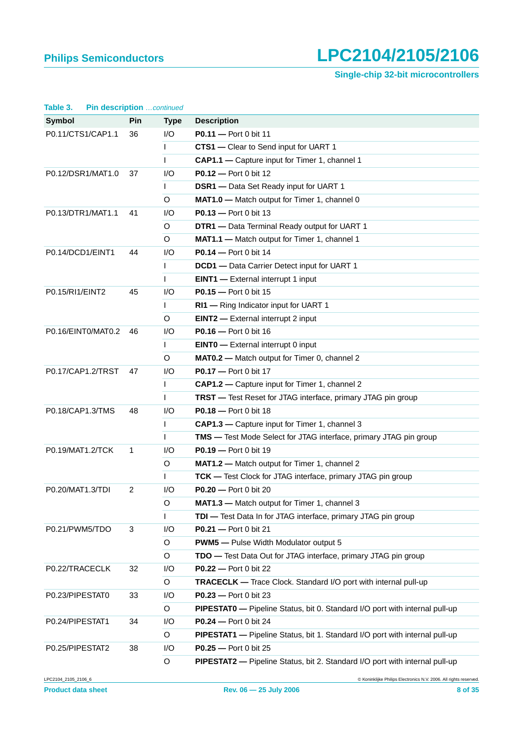**Table 3. Pin description** *...continued*

| Symbol | Pin | Type | Description |
|---|---|---|---|
| P0.11/CTS1/CAP1.1 | 36 | I/O | **P0.11 —** Port 0 bit 11 |
| | | I | **CTS1 —** Clear to Send input for UART 1 |
| | | I | **CAP1.1 —** Capture input for Timer 1, channel 1 |
| P0.12/DSR1/MAT1.0 | 37 | I/O | **P0.12 —** Port 0 bit 12 |
| | | I | **DSR1 —** Data Set Ready input for UART 1 |
| | | O | **MAT1.0 —** Match output for Timer 1, channel 0 |
| P0.13/DTR1/MAT1.1 | 41 | I/O | **P0.13 —** Port 0 bit 13 |
| | | O | **DTR1 —** Data Terminal Ready output for UART 1 |
| | | O | **MAT1.1 —** Match output for Timer 1, channel 1 |
| P0.14/DCD1/EINT1 | 44 | I/O | **P0.14 —** Port 0 bit 14 |
| | | I | **DCD1 —** Data Carrier Detect input for UART 1 |
| | | I | **EINT1 —** External interrupt 1 input |
| P0.15/RI1/EINT2 | 45 | I/O | **P0.15 —** Port 0 bit 15 |
| | | I | **RI1 —** Ring Indicator input for UART 1 |
| | | O | **EINT2 —** External interrupt 2 input |
| P0.16/EINT0/MAT0.2 | 46 | I/O | **P0.16 —** Port 0 bit 16 |
| | | I | **EINT0 —** External interrupt 0 input |
| | | O | **MAT0.2 —** Match output for Timer 0, channel 2 |
| P0.17/CAP1.2/TRST | 47 | I/O | **P0.17 —** Port 0 bit 17 |
| | | I | **CAP1.2 —** Capture input for Timer 1, channel 2 |
| | | I | **TRST —** Test Reset for JTAG interface, primary JTAG pin group |
| P0.18/CAP1.3/TMS | 48 | I/O | **P0.18 —** Port 0 bit 18 |
| | | I | **CAP1.3 —** Capture input for Timer 1, channel 3 |
| | | I | **TMS —** Test Mode Select for JTAG interface, primary JTAG pin group |
| P0.19/MAT1.2/TCK | 1 | I/O | **P0.19 —** Port 0 bit 19 |
| | | O | **MAT1.2 —** Match output for Timer 1, channel 2 |
| | | I | **TCK —** Test Clock for JTAG interface, primary JTAG pin group |
| P0.20/MAT1.3/TDI | 2 | I/O | **P0.20 —** Port 0 bit 20 |
| | | O | **MAT1.3 —** Match output for Timer 1, channel 3 |
| | | I | **TDI —** Test Data In for JTAG interface, primary JTAG pin group |
| P0.21/PWM5/TDO | 3 | I/O | **P0.21 —** Port 0 bit 21 |
| | | O | **PWM5 —** Pulse Width Modulator output 5 |
| | | O | **TDO —** Test Data Out for JTAG interface, primary JTAG pin group |
| P0.22/TRACECLK | 32 | I/O | **P0.22 —** Port 0 bit 22 |
| | | O | **TRACECLK —** Trace Clock. Standard I/O port with internal pull-up |
| P0.23/PIPESTAT0 | 33 | I/O | **P0.23 —** Port 0 bit 23 |
| | | O | **PIPESTAT0 —** Pipeline Status, bit 0. Standard I/O port with internal pull-up |
| P0.24/PIPESTAT1 | 34 | I/O | **P0.24 —** Port 0 bit 24 |
| | | O | **PIPESTAT1 —** Pipeline Status, bit 1. Standard I/O port with internal pull-up |
| P0.25/PIPESTAT2 | 38 | I/O | **P0.25 —** Port 0 bit 25 |
| | | O | **PIPESTAT2 —** Pipeline Status, bit 2. Standard I/O port with internal pull-up |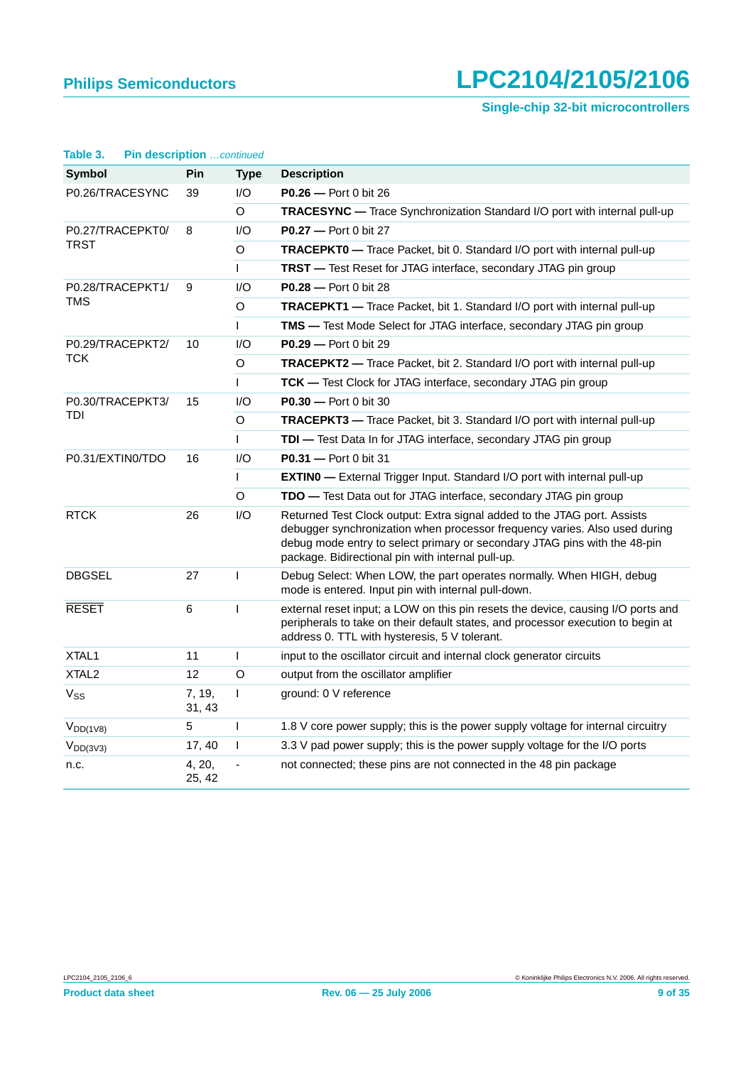**Table 3. Pin description** *...continued*

| Symbol | Pin | Type | Description |
|---|---|---|---|
| P0.26/TRACESYNC | 39 | I/O | **P0.26 —** Port 0 bit 26 |
| | | O | **TRACESYNC —** Trace Synchronization Standard I/O port with internal pull-up |
| P0.27/TRACEPKT0/ TRST | 8 | I/O | **P0.27 —** Port 0 bit 27 |
| | | O | **TRACEPKT0 —** Trace Packet, bit 0. Standard I/O port with internal pull-up |
| | | I | **TRST —** Test Reset for JTAG interface, secondary JTAG pin group |
| P0.28/TRACEPKT1/ TMS | 9 | I/O | **P0.28 —** Port 0 bit 28 |
| | | O | **TRACEPKT1 —** Trace Packet, bit 1. Standard I/O port with internal pull-up |
| | | I | **TMS —** Test Mode Select for JTAG interface, secondary JTAG pin group |
| P0.29/TRACEPKT2/ TCK | 10 | I/O | **P0.29 —** Port 0 bit 29 |
| | | O | **TRACEPKT2 —** Trace Packet, bit 2. Standard I/O port with internal pull-up |
| | | I | **TCK —** Test Clock for JTAG interface, secondary JTAG pin group |
| P0.30/TRACEPKT3/ TDI | 15 | I/O | **P0.30 —** Port 0 bit 30 |
| | | O | **TRACEPKT3 —** Trace Packet, bit 3. Standard I/O port with internal pull-up |
| | | I | **TDI —** Test Data In for JTAG interface, secondary JTAG pin group |
| P0.31/EXTIN0/TDO | 16 | I/O | **P0.31 —** Port 0 bit 31 |
| | | I | **EXTIN0 —** External Trigger Input. Standard I/O port with internal pull-up |
| | | O | **TDO —** Test Data out for JTAG interface, secondary JTAG pin group |
| RTCK | 26 | I/O | Returned Test Clock output: Extra signal added to the JTAG port. Assists debugger synchronization when processor frequency varies. Also used during debug mode entry to select primary or secondary JTAG pins with the 48-pin package. Bidirectional pin with internal pull-up. |
| DBGSEL | 27 | I | Debug Select: When LOW, the part operates normally. When HIGH, debug mode is entered. Input pin with internal pull-down. |
| $\overline{\text{RESET}}$ | 6 | I | external reset input; a LOW on this pin resets the device, causing I/O ports and peripherals to take on their default states, and processor execution to begin at address 0. TTL with hysteresis, 5 V tolerant. |
| XTAL1 | 11 | I | input to the oscillator circuit and internal clock generator circuits |
| XTAL2 | 12 | O | output from the oscillator amplifier |
| $V_{SS}$ | 7, 19, 31, 43 | I | ground: 0 V reference |
| $V_{DD(1V8)}$ | 5 | I | 1.8 V core power supply; this is the power supply voltage for internal circuitry |
| $V_{DD(3V3)}$ | 17, 40 | I | 3.3 V pad power supply; this is the power supply voltage for the I/O ports |
| n.c. | 4, 20, 25, 42 | - | not connected; these pins are not connected in the 48 pin package |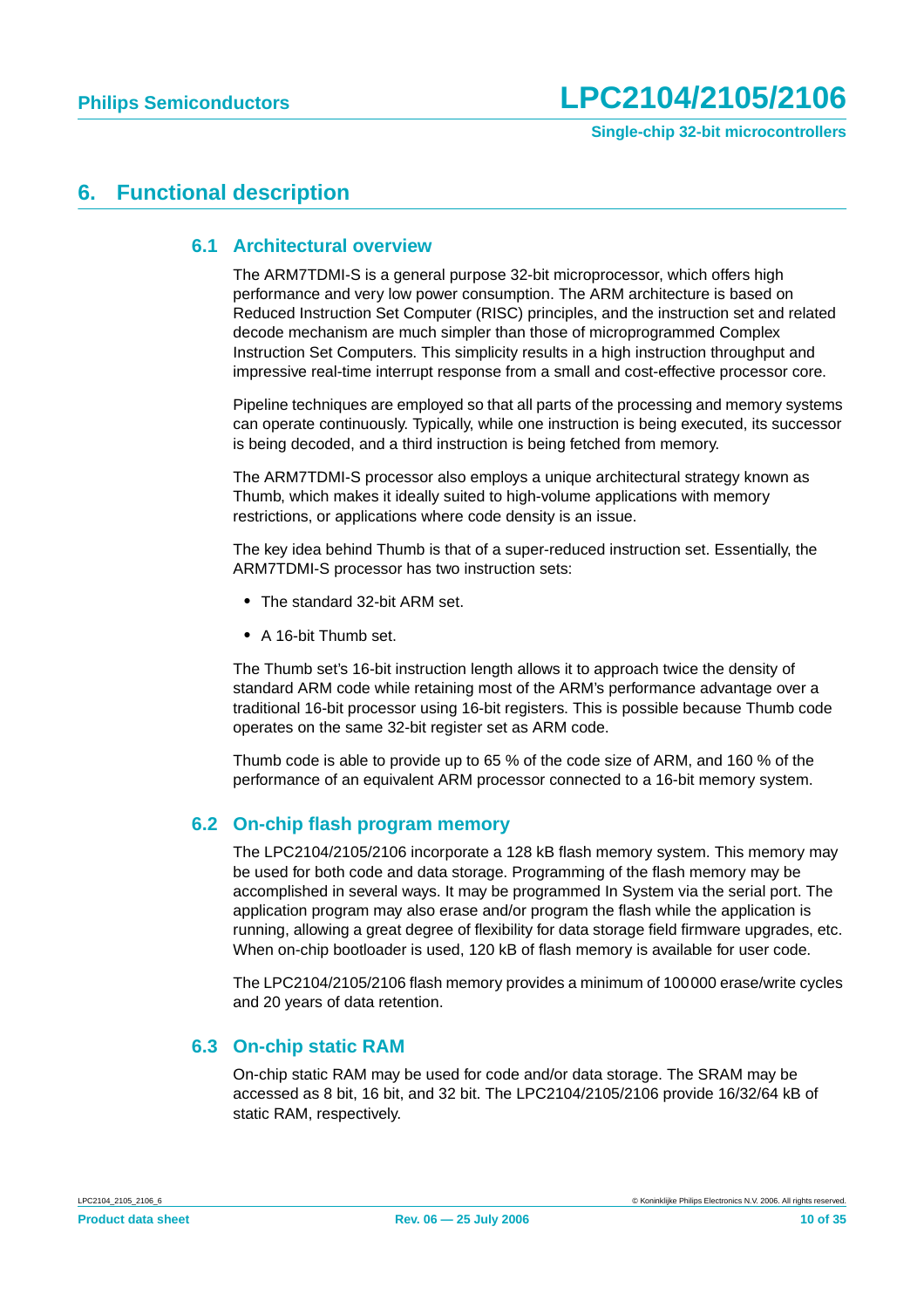# 6. Functional description

## 6.1 Architectural overview

The ARM7TDMI-S is a general purpose 32-bit microprocessor, which offers high performance and very low power consumption. The ARM architecture is based on Reduced Instruction Set Computer (RISC) principles, and the instruction set and related decode mechanism are much simpler than those of microprogrammed Complex Instruction Set Computers. This simplicity results in a high instruction throughput and impressive real-time interrupt response from a small and cost-effective processor core.

Pipeline techniques are employed so that all parts of the processing and memory systems can operate continuously. Typically, while one instruction is being executed, its successor is being decoded, and a third instruction is being fetched from memory.

The ARM7TDMI-S processor also employs a unique architectural strategy known as Thumb, which makes it ideally suited to high-volume applications with memory restrictions, or applications where code density is an issue.

The key idea behind Thumb is that of a super-reduced instruction set. Essentially, the ARM7TDMI-S processor has two instruction sets:

- The standard 32-bit ARM set.
- A 16-bit Thumb set.

The Thumb set's 16-bit instruction length allows it to approach twice the density of standard ARM code while retaining most of the ARM's performance advantage over a traditional 16-bit processor using 16-bit registers. This is possible because Thumb code operates on the same 32-bit register set as ARM code.

Thumb code is able to provide up to 65 % of the code size of ARM, and 160 % of the performance of an equivalent ARM processor connected to a 16-bit memory system.

## 6.2 On-chip flash program memory

The LPC2104/2105/2106 incorporate a 128 kB flash memory system. This memory may be used for both code and data storage. Programming of the flash memory may be accomplished in several ways. It may be programmed In System via the serial port. The application program may also erase and/or program the flash while the application is running, allowing a great degree of flexibility for data storage field firmware upgrades, etc. When on-chip bootloader is used, 120 kB of flash memory is available for user code.

The LPC2104/2105/2106 flash memory provides a minimum of 100000 erase/write cycles and 20 years of data retention.

## 6.3 On-chip static RAM

On-chip static RAM may be used for code and/or data storage. The SRAM may be accessed as 8 bit, 16 bit, and 32 bit. The LPC2104/2105/2106 provide 16/32/64 kB of static RAM, respectively.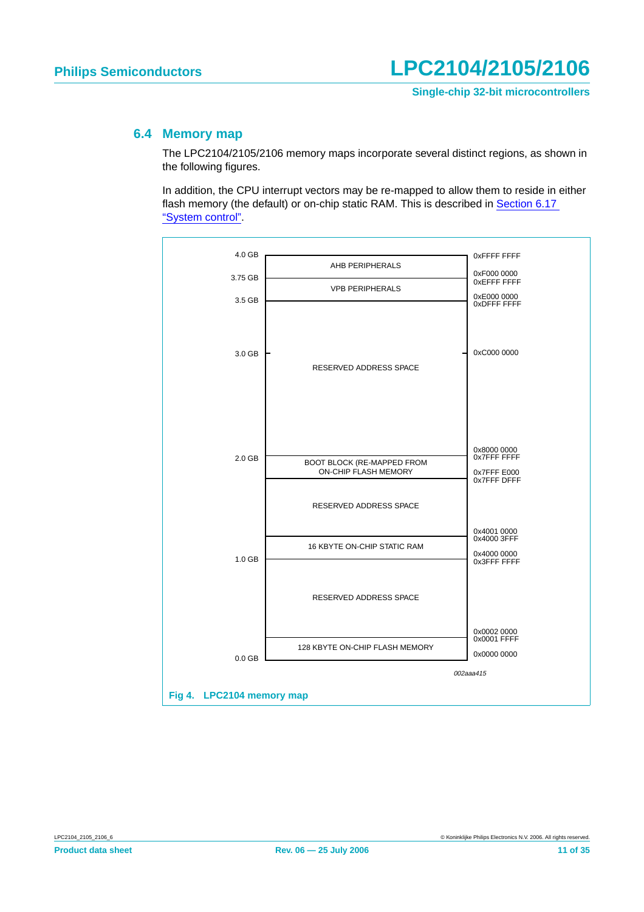## 6.4 Memory map

The LPC2104/2105/2106 memory maps incorporate several distinct regions, as shown in the following figures.

In addition, the CPU interrupt vectors may be re-mapped to allow them to reside in either flash memory (the default) or on-chip static RAM. This is described in Section 6.17 "System control".

| Size | Region | Address |
|---|---|---|
| 4.0 GB | | 0xFFFF FFFF |
| | AHB PERIPHERALS | |
| 3.75 GB | | 0xF000 0000 / 0xEFFF FFFF |
| | VPB PERIPHERALS | |
| 3.5 GB | | 0xE000 0000 / 0xDFFF FFFF |
| 3.0 GB | RESERVED ADDRESS SPACE | 0xC000 0000 |
| | | 0x8000 0000 / 0x7FFF FFFF |
| 2.0 GB | BOOT BLOCK (RE-MAPPED FROM ON-CHIP FLASH MEMORY | |
| | | 0x7FFF E000 / 0x7FFF DFFF |
| | RESERVED ADDRESS SPACE | |
| | | 0x4001 0000 / 0x4000 3FFF |
| | 16 KBYTE ON-CHIP STATIC RAM | |
| 1.0 GB | | 0x4000 0000 / 0x3FFF FFFF |
| | RESERVED ADDRESS SPACE | |
| | | 0x0002 0000 / 0x0001 FFFF |
| | 128 KBYTE ON-CHIP FLASH MEMORY | |
| 0.0 GB | | 0x0000 0000 |

002aaa415

**Fig 4. LPC2104 memory map**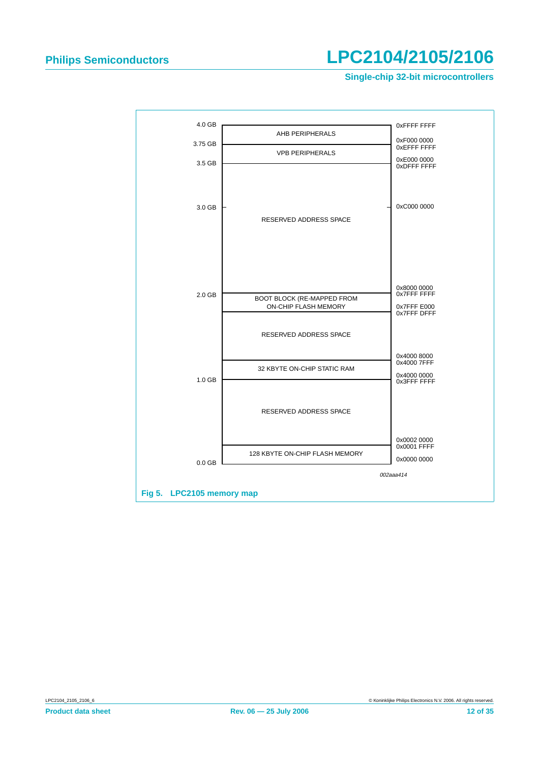| | Region | Address |
|---|---|---|
| 4.0 GB | | 0xFFFF FFFF |
| | AHB PERIPHERALS | |
| 3.75 GB | | 0xF000 0000 / 0xEFFF FFFF |
| | VPB PERIPHERALS | |
| 3.5 GB | | 0xE000 0000 / 0xDFFF FFFF |
| 3.0 GB | RESERVED ADDRESS SPACE | 0xC000 0000 |
| 2.0 GB | | 0x8000 0000 / 0x7FFF FFFF |
| | BOOT BLOCK (RE-MAPPED FROM ON-CHIP FLASH MEMORY | |
| | | 0x7FFF E000 / 0x7FFF DFFF |
| | RESERVED ADDRESS SPACE | |
| | | 0x4000 8000 / 0x4000 7FFF |
| | 32 KBYTE ON-CHIP STATIC RAM | |
| 1.0 GB | | 0x4000 0000 / 0x3FFF FFFF |
| | RESERVED ADDRESS SPACE | |
| | | 0x0002 0000 / 0x0001 FFFF |
| | 128 KBYTE ON-CHIP FLASH MEMORY | |
| 0.0 GB | | 0x0000 0000 |

*002aaa414*

**Fig 5. LPC2105 memory map**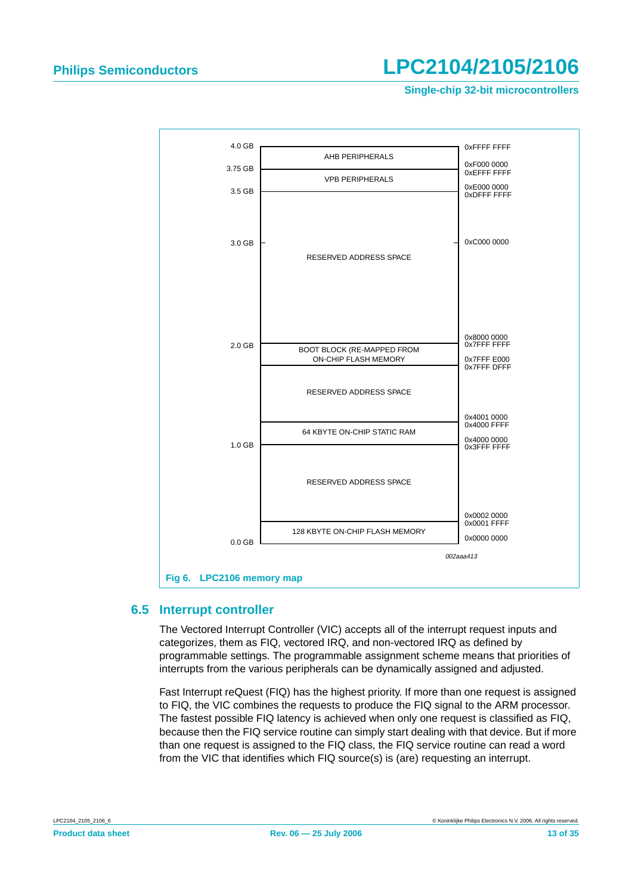| | | |
|---|---|---|
| 4.0 GB | AHB PERIPHERALS | 0xFFFF FFFF |
| 3.75 GB | | 0xF000 0000 / 0xEFFF FFFF |
| | VPB PERIPHERALS | |
| 3.5 GB | | 0xE000 0000 / 0xDFFF FFFF |
| 3.0 GB | RESERVED ADDRESS SPACE | 0xC000 0000 |
| | | 0x8000 0000 / 0x7FFF FFFF |
| 2.0 GB | BOOT BLOCK (RE-MAPPED FROM ON-CHIP FLASH MEMORY | |
| | | 0x7FFF E000 / 0x7FFF DFFF |
| | RESERVED ADDRESS SPACE | |
| | | 0x4001 0000 / 0x4000 FFFF |
| | 64 KBYTE ON-CHIP STATIC RAM | |
| 1.0 GB | | 0x4000 0000 / 0x3FFF FFFF |
| | RESERVED ADDRESS SPACE | |
| | | 0x0002 0000 / 0x0001 FFFF |
| | 128 KBYTE ON-CHIP FLASH MEMORY | |
| 0.0 GB | | 0x0000 0000 |

*002aaa413*

**Fig 6. LPC2106 memory map**

## 6.5 Interrupt controller

The Vectored Interrupt Controller (VIC) accepts all of the interrupt request inputs and categorizes, them as FIQ, vectored IRQ, and non-vectored IRQ as defined by programmable settings. The programmable assignment scheme means that priorities of interrupts from the various peripherals can be dynamically assigned and adjusted.

Fast Interrupt reQuest (FIQ) has the highest priority. If more than one request is assigned to FIQ, the VIC combines the requests to produce the FIQ signal to the ARM processor. The fastest possible FIQ latency is achieved when only one request is classified as FIQ, because then the FIQ service routine can simply start dealing with that device. But if more than one request is assigned to the FIQ class, the FIQ service routine can read a word from the VIC that identifies which FIQ source(s) is (are) requesting an interrupt.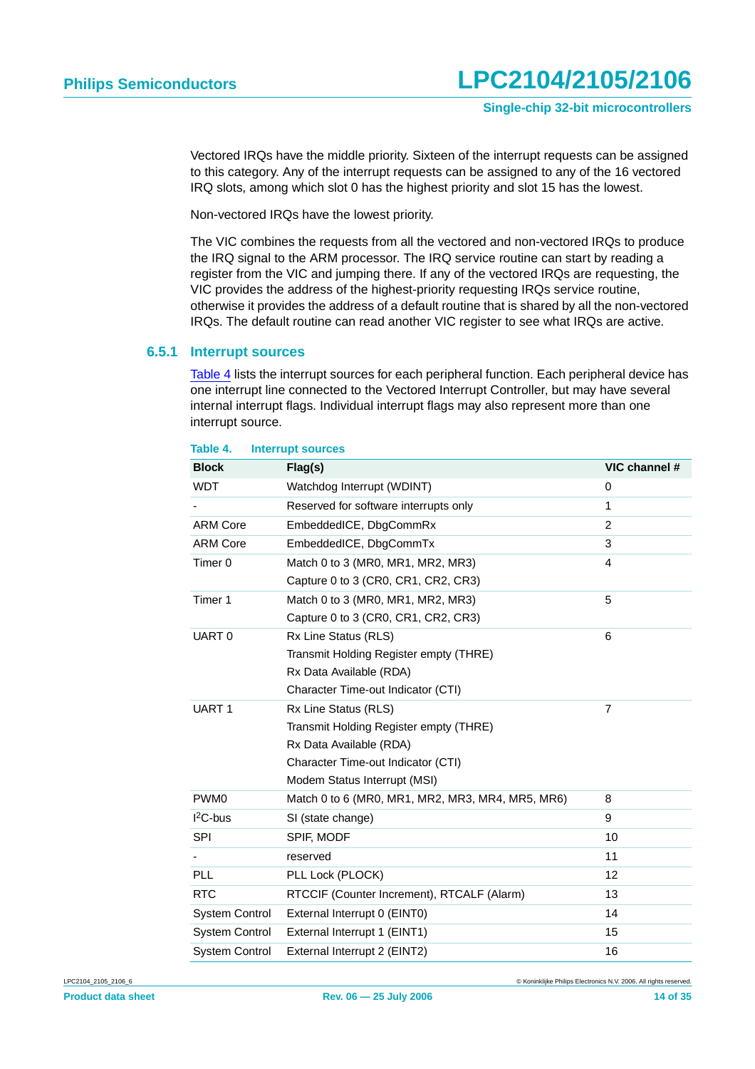Vectored IRQs have the middle priority. Sixteen of the interrupt requests can be assigned to this category. Any of the interrupt requests can be assigned to any of the 16 vectored IRQ slots, among which slot 0 has the highest priority and slot 15 has the lowest.

Non-vectored IRQs have the lowest priority.

The VIC combines the requests from all the vectored and non-vectored IRQs to produce the IRQ signal to the ARM processor. The IRQ service routine can start by reading a register from the VIC and jumping there. If any of the vectored IRQs are requesting, the VIC provides the address of the highest-priority requesting IRQs service routine, otherwise it provides the address of a default routine that is shared by all the non-vectored IRQs. The default routine can read another VIC register to see what IRQs are active.

### 6.5.1 Interrupt sources

Table 4 lists the interrupt sources for each peripheral function. Each peripheral device has one interrupt line connected to the Vectored Interrupt Controller, but may have several internal interrupt flags. Individual interrupt flags may also represent more than one interrupt source.

**Table 4. Interrupt sources**

| Block | Flag(s) | VIC channel # |
|---|---|---|
| WDT | Watchdog Interrupt (WDINT) | 0 |
| - | Reserved for software interrupts only | 1 |
| ARM Core | EmbeddedICE, DbgCommRx | 2 |
| ARM Core | EmbeddedICE, DbgCommTx | 3 |
| Timer 0 | Match 0 to 3 (MR0, MR1, MR2, MR3)<br>Capture 0 to 3 (CR0, CR1, CR2, CR3) | 4 |
| Timer 1 | Match 0 to 3 (MR0, MR1, MR2, MR3)<br>Capture 0 to 3 (CR0, CR1, CR2, CR3) | 5 |
| UART 0 | Rx Line Status (RLS)<br>Transmit Holding Register empty (THRE)<br>Rx Data Available (RDA)<br>Character Time-out Indicator (CTI) | 6 |
| UART 1 | Rx Line Status (RLS)<br>Transmit Holding Register empty (THRE)<br>Rx Data Available (RDA)<br>Character Time-out Indicator (CTI)<br>Modem Status Interrupt (MSI) | 7 |
| PWM0 | Match 0 to 6 (MR0, MR1, MR2, MR3, MR4, MR5, MR6) | 8 |
| $I^2C$-bus | SI (state change) | 9 |
| SPI | SPIF, MODF | 10 |
| - | reserved | 11 |
| PLL | PLL Lock (PLOCK) | 12 |
| RTC | RTCCIF (Counter Increment), RTCALF (Alarm) | 13 |
| System Control | External Interrupt 0 (EINT0) | 14 |
| System Control | External Interrupt 1 (EINT1) | 15 |
| System Control | External Interrupt 2 (EINT2) | 16 |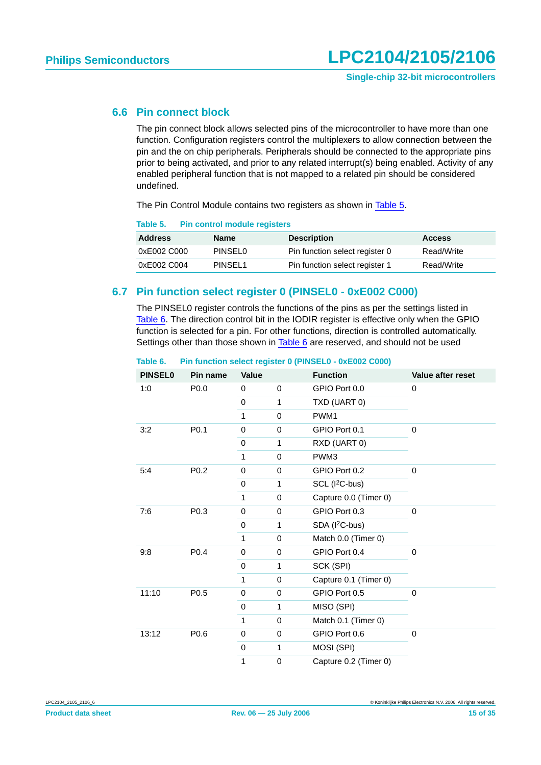## 6.6 Pin connect block

The pin connect block allows selected pins of the microcontroller to have more than one function. Configuration registers control the multiplexers to allow connection between the pin and the on chip peripherals. Peripherals should be connected to the appropriate pins prior to being activated, and prior to any related interrupt(s) being enabled. Activity of any enabled peripheral function that is not mapped to a related pin should be considered undefined.

The Pin Control Module contains two registers as shown in Table 5.

**Table 5. Pin control module registers**

| Address | Name | Description | Access |
|---|---|---|---|
| 0xE002 C000 | PINSEL0 | Pin function select register 0 | Read/Write |
| 0xE002 C004 | PINSEL1 | Pin function select register 1 | Read/Write |

## 6.7 Pin function select register 0 (PINSEL0 - 0xE002 C000)

The PINSEL0 register controls the functions of the pins as per the settings listed in Table 6. The direction control bit in the IODIR register is effective only when the GPIO function is selected for a pin. For other functions, direction is controlled automatically. Settings other than those shown in Table 6 are reserved, and should not be used

**Table 6. Pin function select register 0 (PINSEL0 - 0xE002 C000)**

| PINSEL0 | Pin name | Value | | Function | Value after reset |
|---|---|---|---|---|---|
| 1:0 | P0.0 | 0 | 0 | GPIO Port 0.0 | 0 |
| | | 0 | 1 | TXD (UART 0) | |
| | | 1 | 0 | PWM1 | |
| 3:2 | P0.1 | 0 | 0 | GPIO Port 0.1 | 0 |
| | | 0 | 1 | RXD (UART 0) | |
| | | 1 | 0 | PWM3 | |
| 5:4 | P0.2 | 0 | 0 | GPIO Port 0.2 | 0 |
| | | 0 | 1 | SCL (I²C-bus) | |
| | | 1 | 0 | Capture 0.0 (Timer 0) | |
| 7:6 | P0.3 | 0 | 0 | GPIO Port 0.3 | 0 |
| | | 0 | 1 | SDA (I²C-bus) | |
| | | 1 | 0 | Match 0.0 (Timer 0) | |
| 9:8 | P0.4 | 0 | 0 | GPIO Port 0.4 | 0 |
| | | 0 | 1 | SCK (SPI) | |
| | | 1 | 0 | Capture 0.1 (Timer 0) | |
| 11:10 | P0.5 | 0 | 0 | GPIO Port 0.5 | 0 |
| | | 0 | 1 | MISO (SPI) | |
| | | 1 | 0 | Match 0.1 (Timer 0) | |
| 13:12 | P0.6 | 0 | 0 | GPIO Port 0.6 | 0 |
| | | 0 | 1 | MOSI (SPI) | |
| | | 1 | 0 | Capture 0.2 (Timer 0) | |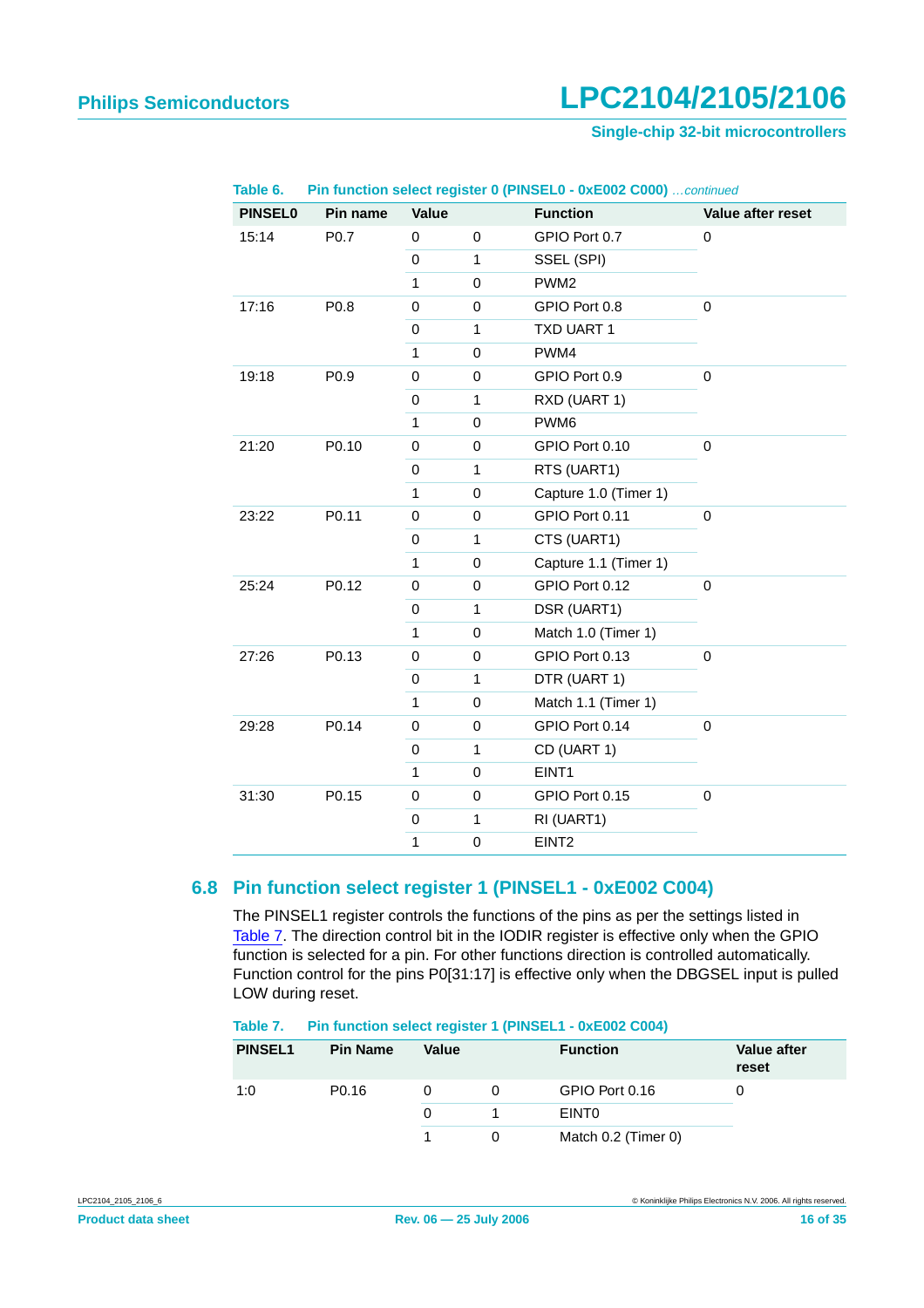**Table 6. Pin function select register 0 (PINSEL0 - 0xE002 C000)** *...continued*

| PINSEL0 | Pin name | Value | | Function | Value after reset |
|---|---|---|---|---|---|
| 15:14 | P0.7 | 0 | 0 | GPIO Port 0.7 | 0 |
| | | 0 | 1 | SSEL (SPI) | |
| | | 1 | 0 | PWM2 | |
| 17:16 | P0.8 | 0 | 0 | GPIO Port 0.8 | 0 |
| | | 0 | 1 | TXD UART 1 | |
| | | 1 | 0 | PWM4 | |
| 19:18 | P0.9 | 0 | 0 | GPIO Port 0.9 | 0 |
| | | 0 | 1 | RXD (UART 1) | |
| | | 1 | 0 | PWM6 | |
| 21:20 | P0.10 | 0 | 0 | GPIO Port 0.10 | 0 |
| | | 0 | 1 | RTS (UART1) | |
| | | 1 | 0 | Capture 1.0 (Timer 1) | |
| 23:22 | P0.11 | 0 | 0 | GPIO Port 0.11 | 0 |
| | | 0 | 1 | CTS (UART1) | |
| | | 1 | 0 | Capture 1.1 (Timer 1) | |
| 25:24 | P0.12 | 0 | 0 | GPIO Port 0.12 | 0 |
| | | 0 | 1 | DSR (UART1) | |
| | | 1 | 0 | Match 1.0 (Timer 1) | |
| 27:26 | P0.13 | 0 | 0 | GPIO Port 0.13 | 0 |
| | | 0 | 1 | DTR (UART 1) | |
| | | 1 | 0 | Match 1.1 (Timer 1) | |
| 29:28 | P0.14 | 0 | 0 | GPIO Port 0.14 | 0 |
| | | 0 | 1 | CD (UART 1) | |
| | | 1 | 0 | EINT1 | |
| 31:30 | P0.15 | 0 | 0 | GPIO Port 0.15 | 0 |
| | | 0 | 1 | RI (UART1) | |
| | | 1 | 0 | EINT2 | |

## 6.8 Pin function select register 1 (PINSEL1 - 0xE002 C004)

The PINSEL1 register controls the functions of the pins as per the settings listed in Table 7. The direction control bit in the IODIR register is effective only when the GPIO function is selected for a pin. For other functions direction is controlled automatically. Function control for the pins P0[31:17] is effective only when the DBGSEL input is pulled LOW during reset.

**Table 7. Pin function select register 1 (PINSEL1 - 0xE002 C004)**

| PINSEL1 | Pin Name | Value | | Function | Value after reset |
|---|---|---|---|---|---|
| 1:0 | P0.16 | 0 | 0 | GPIO Port 0.16 | 0 |
| | | 0 | 1 | EINT0 | |
| | | 1 | 0 | Match 0.2 (Timer 0) | |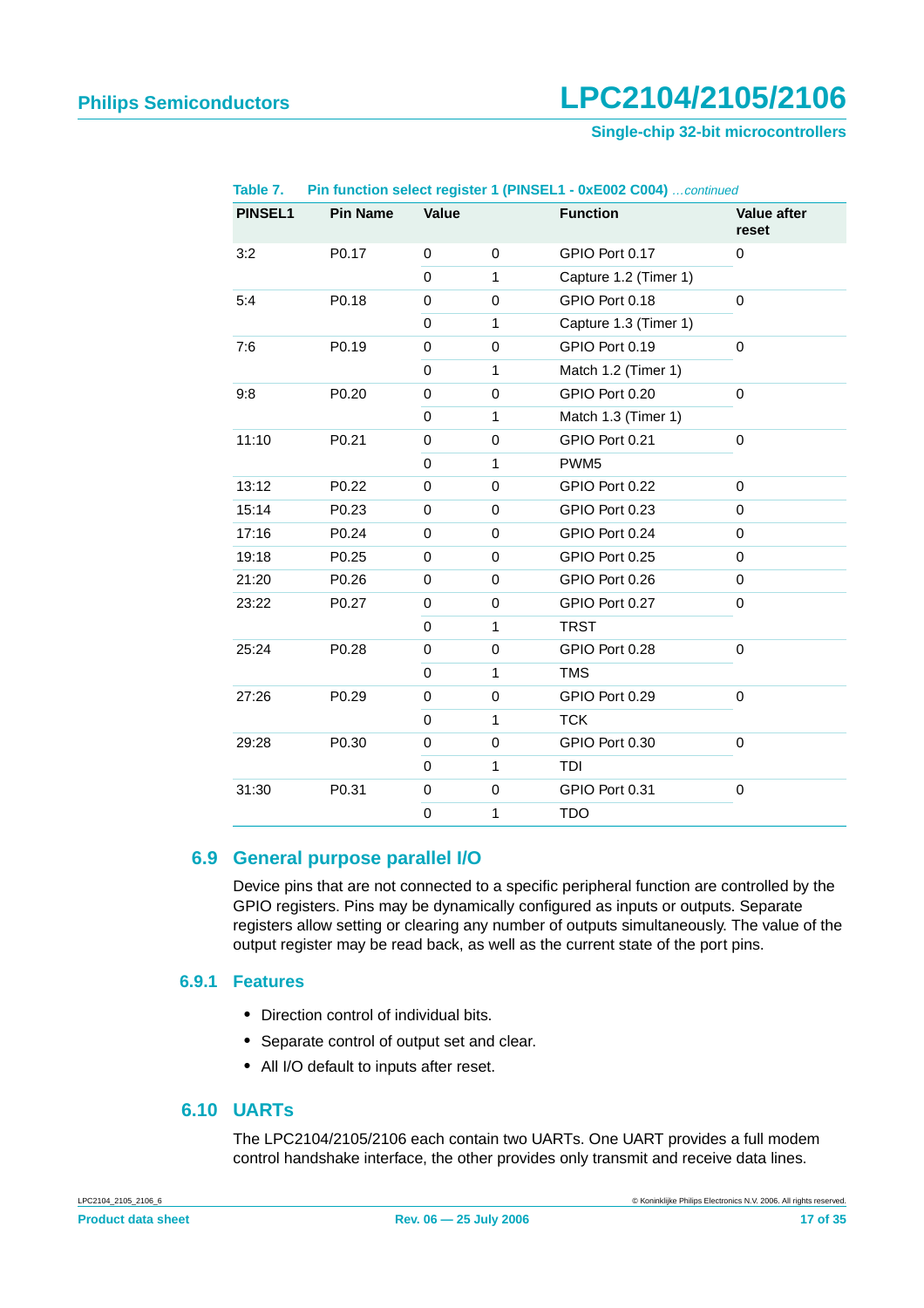**Table 7. Pin function select register 1 (PINSEL1 - 0xE002 C004)** *…continued*

| PINSEL1 | Pin Name | Value | | Function | Value after reset |
|---|---|---|---|---|---|
| 3:2 | P0.17 | 0 | 0 | GPIO Port 0.17 | 0 |
| | | 0 | 1 | Capture 1.2 (Timer 1) | |
| 5:4 | P0.18 | 0 | 0 | GPIO Port 0.18 | 0 |
| | | 0 | 1 | Capture 1.3 (Timer 1) | |
| 7:6 | P0.19 | 0 | 0 | GPIO Port 0.19 | 0 |
| | | 0 | 1 | Match 1.2 (Timer 1) | |
| 9:8 | P0.20 | 0 | 0 | GPIO Port 0.20 | 0 |
| | | 0 | 1 | Match 1.3 (Timer 1) | |
| 11:10 | P0.21 | 0 | 0 | GPIO Port 0.21 | 0 |
| | | 0 | 1 | PWM5 | |
| 13:12 | P0.22 | 0 | 0 | GPIO Port 0.22 | 0 |
| 15:14 | P0.23 | 0 | 0 | GPIO Port 0.23 | 0 |
| 17:16 | P0.24 | 0 | 0 | GPIO Port 0.24 | 0 |
| 19:18 | P0.25 | 0 | 0 | GPIO Port 0.25 | 0 |
| 21:20 | P0.26 | 0 | 0 | GPIO Port 0.26 | 0 |
| 23:22 | P0.27 | 0 | 0 | GPIO Port 0.27 | 0 |
| | | 0 | 1 | TRST | |
| 25:24 | P0.28 | 0 | 0 | GPIO Port 0.28 | 0 |
| | | 0 | 1 | TMS | |
| 27:26 | P0.29 | 0 | 0 | GPIO Port 0.29 | 0 |
| | | 0 | 1 | TCK | |
| 29:28 | P0.30 | 0 | 0 | GPIO Port 0.30 | 0 |
| | | 0 | 1 | TDI | |
| 31:30 | P0.31 | 0 | 0 | GPIO Port 0.31 | 0 |
| | | 0 | 1 | TDO | |

## 6.9 General purpose parallel I/O

Device pins that are not connected to a specific peripheral function are controlled by the GPIO registers. Pins may be dynamically configured as inputs or outputs. Separate registers allow setting or clearing any number of outputs simultaneously. The value of the output register may be read back, as well as the current state of the port pins.

### 6.9.1 Features

- Direction control of individual bits.
- Separate control of output set and clear.
- All I/O default to inputs after reset.

## 6.10 UARTs

The LPC2104/2105/2106 each contain two UARTs. One UART provides a full modem control handshake interface, the other provides only transmit and receive data lines.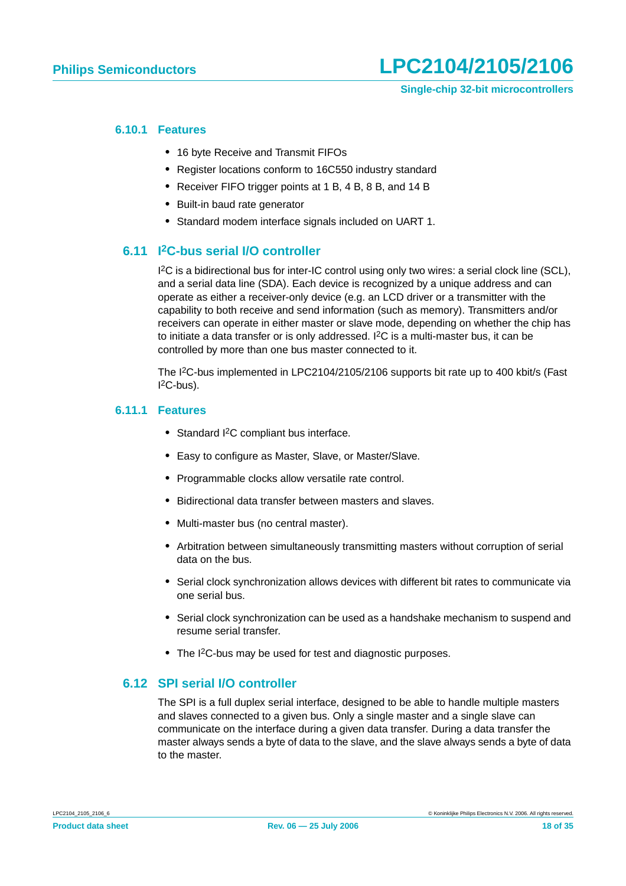### 6.10.1 Features

- 16 byte Receive and Transmit FIFOs
- Register locations conform to 16C550 industry standard
- Receiver FIFO trigger points at 1 B, 4 B, 8 B, and 14 B
- Built-in baud rate generator
- Standard modem interface signals included on UART 1.

## 6.11 I$^2$C-bus serial I/O controller

I$^2$C is a bidirectional bus for inter-IC control using only two wires: a serial clock line (SCL), and a serial data line (SDA). Each device is recognized by a unique address and can operate as either a receiver-only device (e.g. an LCD driver or a transmitter with the capability to both receive and send information (such as memory). Transmitters and/or receivers can operate in either master or slave mode, depending on whether the chip has to initiate a data transfer or is only addressed. I$^2$C is a multi-master bus, it can be controlled by more than one bus master connected to it.

The I$^2$C-bus implemented in LPC2104/2105/2106 supports bit rate up to 400 kbit/s (Fast I$^2$C-bus).

### 6.11.1 Features

- Standard I$^2$C compliant bus interface.
- Easy to configure as Master, Slave, or Master/Slave.
- Programmable clocks allow versatile rate control.
- Bidirectional data transfer between masters and slaves.
- Multi-master bus (no central master).
- Arbitration between simultaneously transmitting masters without corruption of serial data on the bus.
- Serial clock synchronization allows devices with different bit rates to communicate via one serial bus.
- Serial clock synchronization can be used as a handshake mechanism to suspend and resume serial transfer.
- The I$^2$C-bus may be used for test and diagnostic purposes.

## 6.12 SPI serial I/O controller

The SPI is a full duplex serial interface, designed to be able to handle multiple masters and slaves connected to a given bus. Only a single master and a single slave can communicate on the interface during a given data transfer. During a data transfer the master always sends a byte of data to the slave, and the slave always sends a byte of data to the master.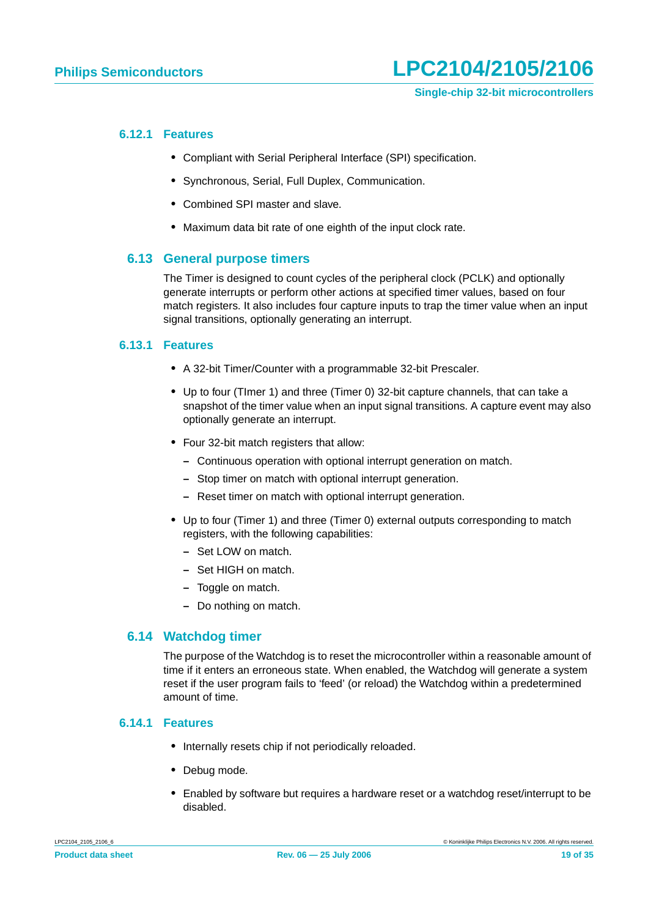#### 6.12.1 Features

- Compliant with Serial Peripheral Interface (SPI) specification.
- Synchronous, Serial, Full Duplex, Communication.
- Combined SPI master and slave.
- Maximum data bit rate of one eighth of the input clock rate.

### 6.13 General purpose timers

The Timer is designed to count cycles of the peripheral clock (PCLK) and optionally generate interrupts or perform other actions at specified timer values, based on four match registers. It also includes four capture inputs to trap the timer value when an input signal transitions, optionally generating an interrupt.

#### 6.13.1 Features

- A 32-bit Timer/Counter with a programmable 32-bit Prescaler.
- Up to four (TImer 1) and three (Timer 0) 32-bit capture channels, that can take a snapshot of the timer value when an input signal transitions. A capture event may also optionally generate an interrupt.
- Four 32-bit match registers that allow:
  - Continuous operation with optional interrupt generation on match.
  - Stop timer on match with optional interrupt generation.
  - Reset timer on match with optional interrupt generation.
- Up to four (Timer 1) and three (Timer 0) external outputs corresponding to match registers, with the following capabilities:
  - Set LOW on match.
  - Set HIGH on match.
  - Toggle on match.
  - Do nothing on match.

### 6.14 Watchdog timer

The purpose of the Watchdog is to reset the microcontroller within a reasonable amount of time if it enters an erroneous state. When enabled, the Watchdog will generate a system reset if the user program fails to 'feed' (or reload) the Watchdog within a predetermined amount of time.

#### 6.14.1 Features

- Internally resets chip if not periodically reloaded.
- Debug mode.
- Enabled by software but requires a hardware reset or a watchdog reset/interrupt to be disabled.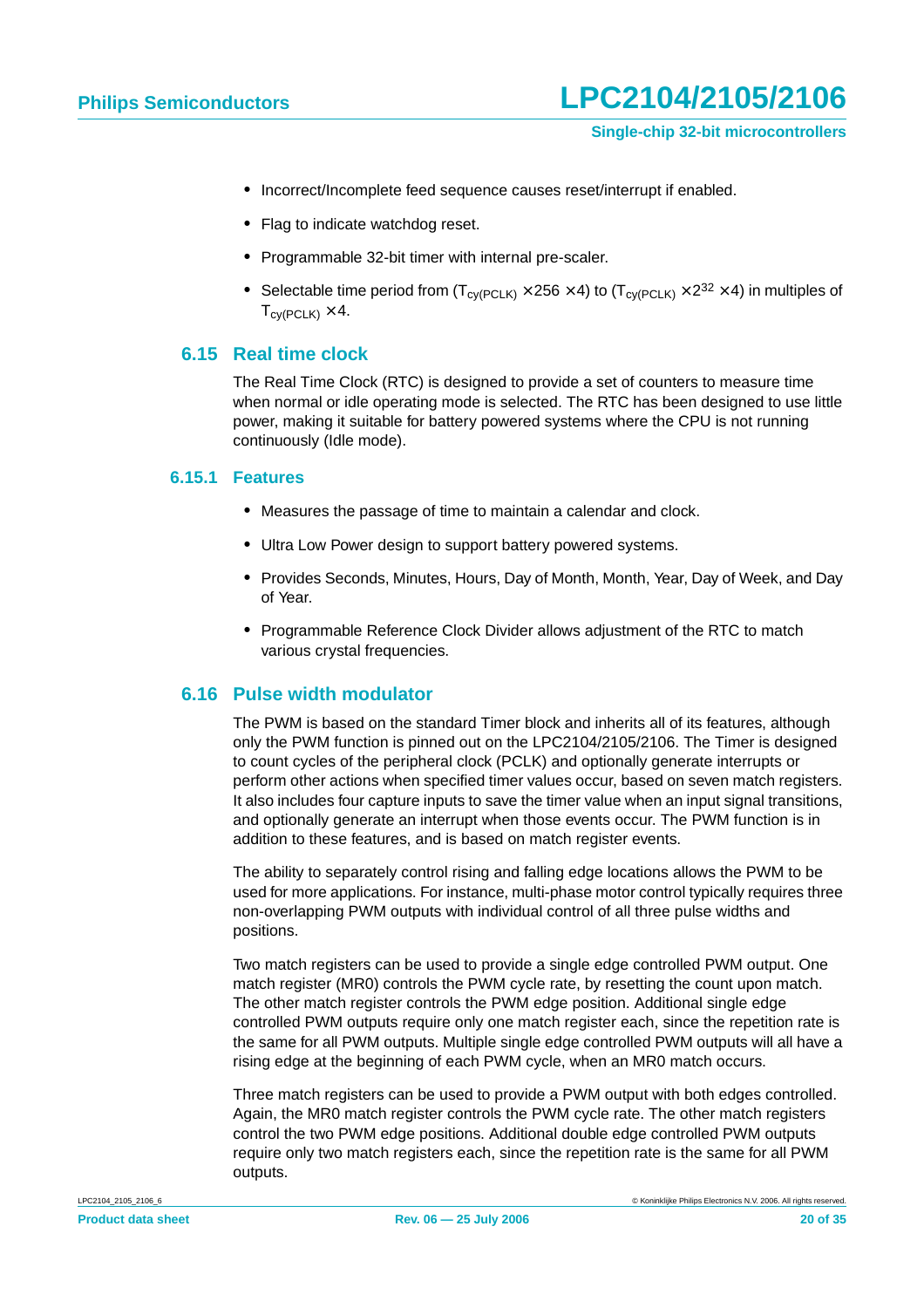- Incorrect/Incomplete feed sequence causes reset/interrupt if enabled.
- Flag to indicate watchdog reset.
- Programmable 32-bit timer with internal pre-scaler.
- Selectable time period from ($T_{cy(PCLK)} \times 256 \times 4$) to ($T_{cy(PCLK)} \times 2^{32} \times 4$) in multiples of $T_{cy(PCLK)} \times 4$.

## 6.15 Real time clock

The Real Time Clock (RTC) is designed to provide a set of counters to measure time when normal or idle operating mode is selected. The RTC has been designed to use little power, making it suitable for battery powered systems where the CPU is not running continuously (Idle mode).

### 6.15.1 Features

- Measures the passage of time to maintain a calendar and clock.
- Ultra Low Power design to support battery powered systems.
- Provides Seconds, Minutes, Hours, Day of Month, Month, Year, Day of Week, and Day of Year.
- Programmable Reference Clock Divider allows adjustment of the RTC to match various crystal frequencies.

## 6.16 Pulse width modulator

The PWM is based on the standard Timer block and inherits all of its features, although only the PWM function is pinned out on the LPC2104/2105/2106. The Timer is designed to count cycles of the peripheral clock (PCLK) and optionally generate interrupts or perform other actions when specified timer values occur, based on seven match registers. It also includes four capture inputs to save the timer value when an input signal transitions, and optionally generate an interrupt when those events occur. The PWM function is in addition to these features, and is based on match register events.

The ability to separately control rising and falling edge locations allows the PWM to be used for more applications. For instance, multi-phase motor control typically requires three non-overlapping PWM outputs with individual control of all three pulse widths and positions.

Two match registers can be used to provide a single edge controlled PWM output. One match register (MR0) controls the PWM cycle rate, by resetting the count upon match. The other match register controls the PWM edge position. Additional single edge controlled PWM outputs require only one match register each, since the repetition rate is the same for all PWM outputs. Multiple single edge controlled PWM outputs will all have a rising edge at the beginning of each PWM cycle, when an MR0 match occurs.

Three match registers can be used to provide a PWM output with both edges controlled. Again, the MR0 match register controls the PWM cycle rate. The other match registers control the two PWM edge positions. Additional double edge controlled PWM outputs require only two match registers each, since the repetition rate is the same for all PWM outputs.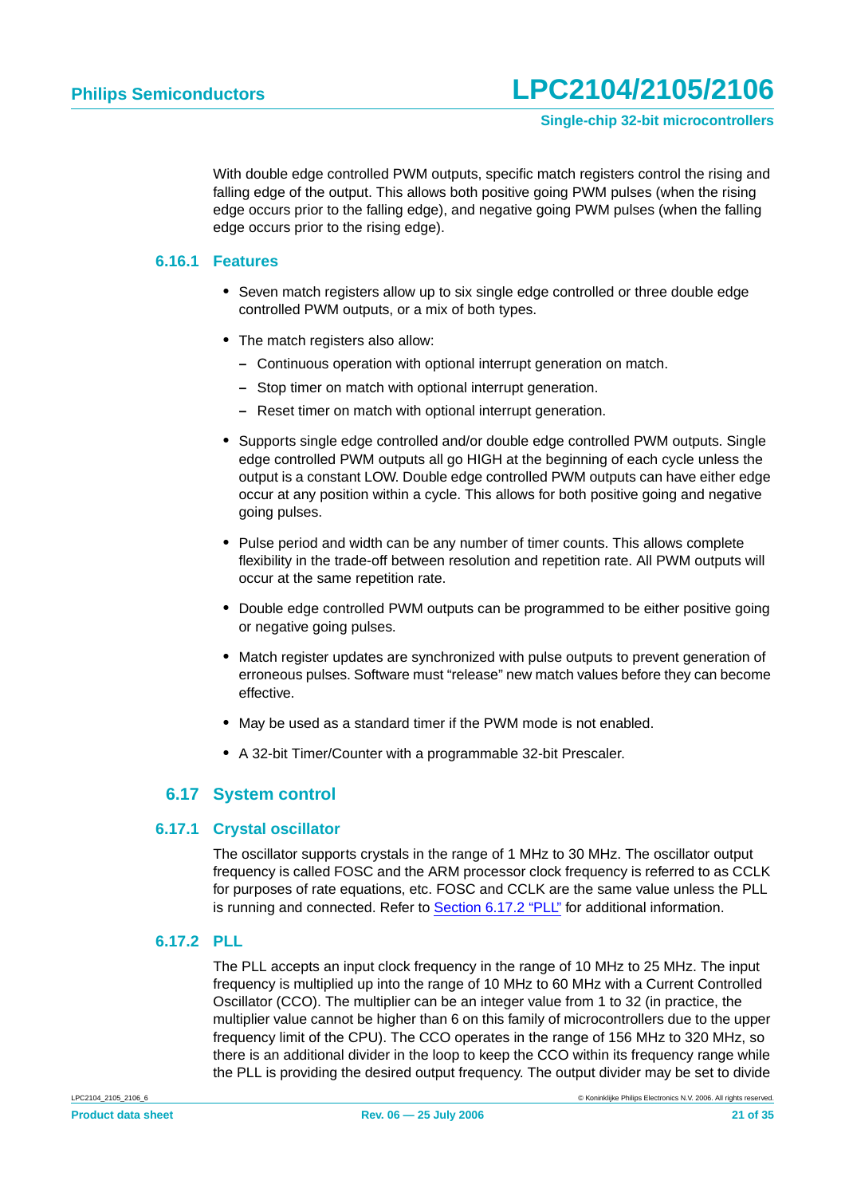With double edge controlled PWM outputs, specific match registers control the rising and falling edge of the output. This allows both positive going PWM pulses (when the rising edge occurs prior to the falling edge), and negative going PWM pulses (when the falling edge occurs prior to the rising edge).

### 6.16.1 Features

- Seven match registers allow up to six single edge controlled or three double edge controlled PWM outputs, or a mix of both types.
- The match registers also allow:
  - Continuous operation with optional interrupt generation on match.
  - Stop timer on match with optional interrupt generation.
  - Reset timer on match with optional interrupt generation.
- Supports single edge controlled and/or double edge controlled PWM outputs. Single edge controlled PWM outputs all go HIGH at the beginning of each cycle unless the output is a constant LOW. Double edge controlled PWM outputs can have either edge occur at any position within a cycle. This allows for both positive going and negative going pulses.
- Pulse period and width can be any number of timer counts. This allows complete flexibility in the trade-off between resolution and repetition rate. All PWM outputs will occur at the same repetition rate.
- Double edge controlled PWM outputs can be programmed to be either positive going or negative going pulses.
- Match register updates are synchronized with pulse outputs to prevent generation of erroneous pulses. Software must “release” new match values before they can become effective.
- May be used as a standard timer if the PWM mode is not enabled.
- A 32-bit Timer/Counter with a programmable 32-bit Prescaler.

## 6.17 System control

### 6.17.1 Crystal oscillator

The oscillator supports crystals in the range of 1 MHz to 30 MHz. The oscillator output frequency is called FOSC and the ARM processor clock frequency is referred to as CCLK for purposes of rate equations, etc. FOSC and CCLK are the same value unless the PLL is running and connected. Refer to Section 6.17.2 “PLL” for additional information.

### 6.17.2 PLL

The PLL accepts an input clock frequency in the range of 10 MHz to 25 MHz. The input frequency is multiplied up into the range of 10 MHz to 60 MHz with a Current Controlled Oscillator (CCO). The multiplier can be an integer value from 1 to 32 (in practice, the multiplier value cannot be higher than 6 on this family of microcontrollers due to the upper frequency limit of the CPU). The CCO operates in the range of 156 MHz to 320 MHz, so there is an additional divider in the loop to keep the CCO within its frequency range while the PLL is providing the desired output frequency. The output divider may be set to divide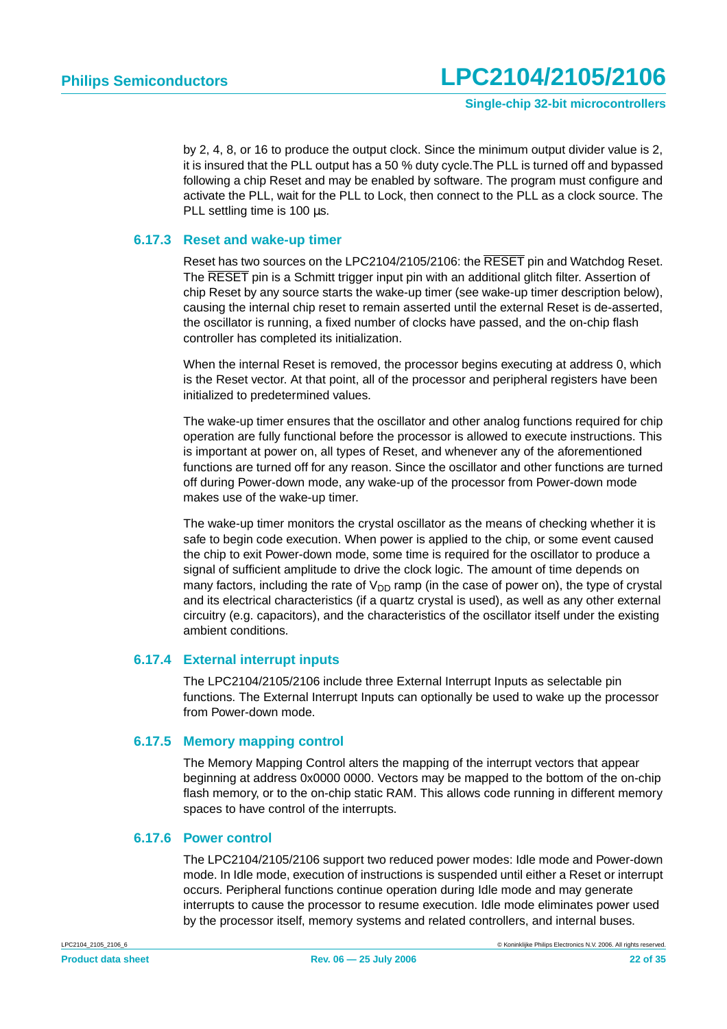by 2, 4, 8, or 16 to produce the output clock. Since the minimum output divider value is 2, it is insured that the PLL output has a 50 % duty cycle.The PLL is turned off and bypassed following a chip Reset and may be enabled by software. The program must configure and activate the PLL, wait for the PLL to Lock, then connect to the PLL as a clock source. The PLL settling time is 100 µs.

### 6.17.3 Reset and wake-up timer

Reset has two sources on the LPC2104/2105/2106: the $\overline{\text{RESET}}$ pin and Watchdog Reset. The $\overline{\text{RESET}}$ pin is a Schmitt trigger input pin with an additional glitch filter. Assertion of chip Reset by any source starts the wake-up timer (see wake-up timer description below), causing the internal chip reset to remain asserted until the external Reset is de-asserted, the oscillator is running, a fixed number of clocks have passed, and the on-chip flash controller has completed its initialization.

When the internal Reset is removed, the processor begins executing at address 0, which is the Reset vector. At that point, all of the processor and peripheral registers have been initialized to predetermined values.

The wake-up timer ensures that the oscillator and other analog functions required for chip operation are fully functional before the processor is allowed to execute instructions. This is important at power on, all types of Reset, and whenever any of the aforementioned functions are turned off for any reason. Since the oscillator and other functions are turned off during Power-down mode, any wake-up of the processor from Power-down mode makes use of the wake-up timer.

The wake-up timer monitors the crystal oscillator as the means of checking whether it is safe to begin code execution. When power is applied to the chip, or some event caused the chip to exit Power-down mode, some time is required for the oscillator to produce a signal of sufficient amplitude to drive the clock logic. The amount of time depends on many factors, including the rate of $V_{DD}$ ramp (in the case of power on), the type of crystal and its electrical characteristics (if a quartz crystal is used), as well as any other external circuitry (e.g. capacitors), and the characteristics of the oscillator itself under the existing ambient conditions.

### 6.17.4 External interrupt inputs

The LPC2104/2105/2106 include three External Interrupt Inputs as selectable pin functions. The External Interrupt Inputs can optionally be used to wake up the processor from Power-down mode.

### 6.17.5 Memory mapping control

The Memory Mapping Control alters the mapping of the interrupt vectors that appear beginning at address 0x0000 0000. Vectors may be mapped to the bottom of the on-chip flash memory, or to the on-chip static RAM. This allows code running in different memory spaces to have control of the interrupts.

### 6.17.6 Power control

The LPC2104/2105/2106 support two reduced power modes: Idle mode and Power-down mode. In Idle mode, execution of instructions is suspended until either a Reset or interrupt occurs. Peripheral functions continue operation during Idle mode and may generate interrupts to cause the processor to resume execution. Idle mode eliminates power used by the processor itself, memory systems and related controllers, and internal buses.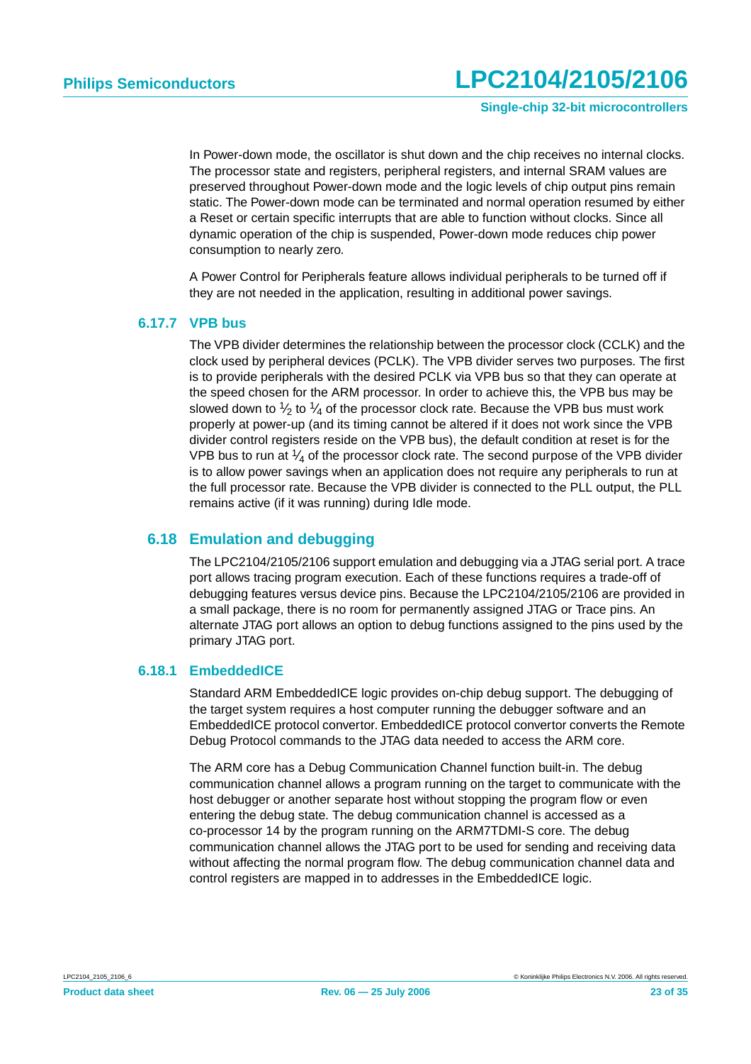In Power-down mode, the oscillator is shut down and the chip receives no internal clocks. The processor state and registers, peripheral registers, and internal SRAM values are preserved throughout Power-down mode and the logic levels of chip output pins remain static. The Power-down mode can be terminated and normal operation resumed by either a Reset or certain specific interrupts that are able to function without clocks. Since all dynamic operation of the chip is suspended, Power-down mode reduces chip power consumption to nearly zero.

A Power Control for Peripherals feature allows individual peripherals to be turned off if they are not needed in the application, resulting in additional power savings.

#### 6.17.7 VPB bus

The VPB divider determines the relationship between the processor clock (CCLK) and the clock used by peripheral devices (PCLK). The VPB divider serves two purposes. The first is to provide peripherals with the desired PCLK via VPB bus so that they can operate at the speed chosen for the ARM processor. In order to achieve this, the VPB bus may be slowed down to $\frac{1}{2}$ to $\frac{1}{4}$ of the processor clock rate. Because the VPB bus must work properly at power-up (and its timing cannot be altered if it does not work since the VPB divider control registers reside on the VPB bus), the default condition at reset is for the VPB bus to run at $\frac{1}{4}$ of the processor clock rate. The second purpose of the VPB divider is to allow power savings when an application does not require any peripherals to run at the full processor rate. Because the VPB divider is connected to the PLL output, the PLL remains active (if it was running) during Idle mode.

### 6.18 Emulation and debugging

The LPC2104/2105/2106 support emulation and debugging via a JTAG serial port. A trace port allows tracing program execution. Each of these functions requires a trade-off of debugging features versus device pins. Because the LPC2104/2105/2106 are provided in a small package, there is no room for permanently assigned JTAG or Trace pins. An alternate JTAG port allows an option to debug functions assigned to the pins used by the primary JTAG port.

#### 6.18.1 EmbeddedICE

Standard ARM EmbeddedICE logic provides on-chip debug support. The debugging of the target system requires a host computer running the debugger software and an EmbeddedICE protocol convertor. EmbeddedICE protocol convertor converts the Remote Debug Protocol commands to the JTAG data needed to access the ARM core.

The ARM core has a Debug Communication Channel function built-in. The debug communication channel allows a program running on the target to communicate with the host debugger or another separate host without stopping the program flow or even entering the debug state. The debug communication channel is accessed as a co-processor 14 by the program running on the ARM7TDMI-S core. The debug communication channel allows the JTAG port to be used for sending and receiving data without affecting the normal program flow. The debug communication channel data and control registers are mapped in to addresses in the EmbeddedICE logic.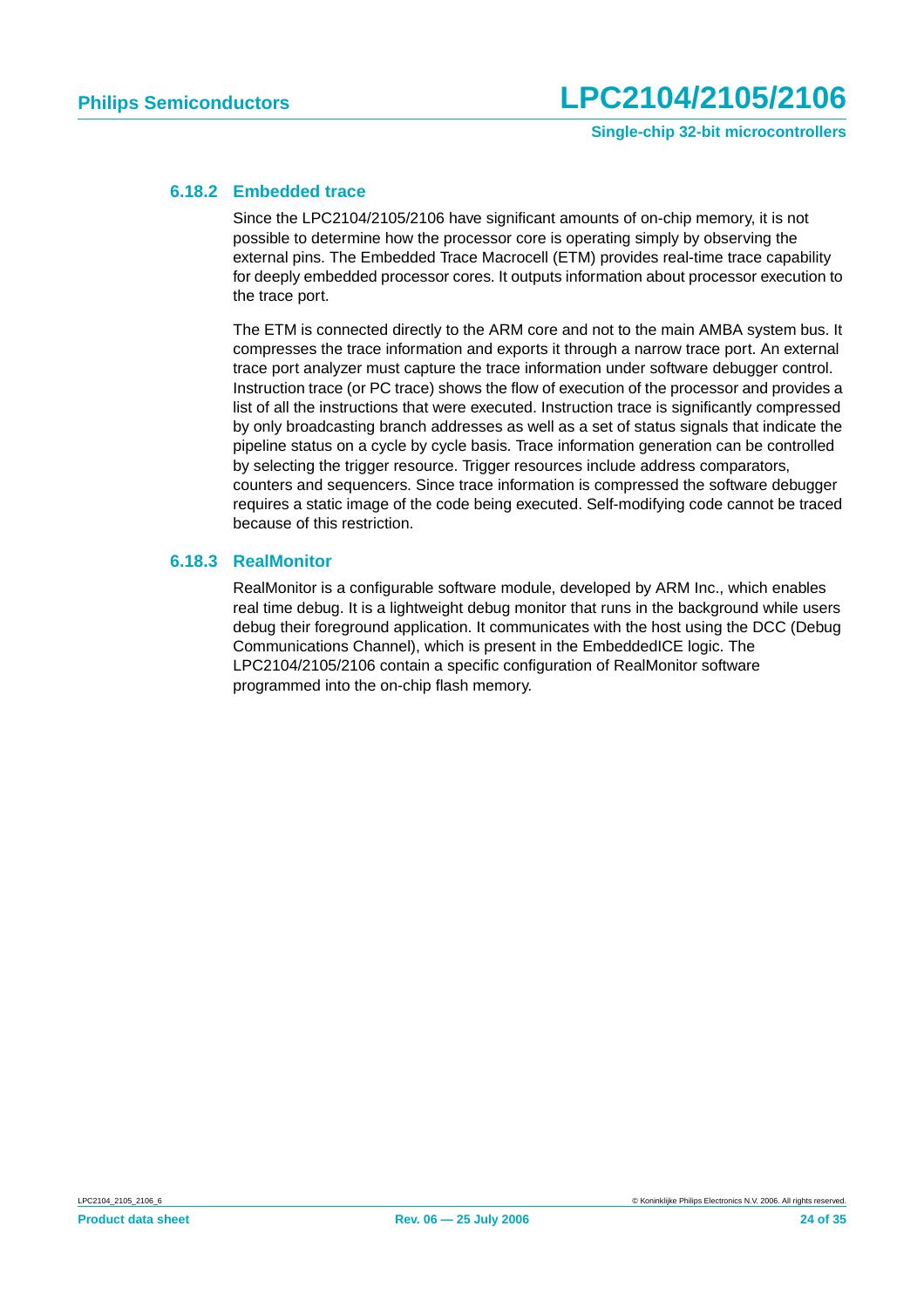### 6.18.2 Embedded trace

Since the LPC2104/2105/2106 have significant amounts of on-chip memory, it is not possible to determine how the processor core is operating simply by observing the external pins. The Embedded Trace Macrocell (ETM) provides real-time trace capability for deeply embedded processor cores. It outputs information about processor execution to the trace port.

The ETM is connected directly to the ARM core and not to the main AMBA system bus. It compresses the trace information and exports it through a narrow trace port. An external trace port analyzer must capture the trace information under software debugger control. Instruction trace (or PC trace) shows the flow of execution of the processor and provides a list of all the instructions that were executed. Instruction trace is significantly compressed by only broadcasting branch addresses as well as a set of status signals that indicate the pipeline status on a cycle by cycle basis. Trace information generation can be controlled by selecting the trigger resource. Trigger resources include address comparators, counters and sequencers. Since trace information is compressed the software debugger requires a static image of the code being executed. Self-modifying code cannot be traced because of this restriction.

### 6.18.3 RealMonitor

RealMonitor is a configurable software module, developed by ARM Inc., which enables real time debug. It is a lightweight debug monitor that runs in the background while users debug their foreground application. It communicates with the host using the DCC (Debug Communications Channel), which is present in the EmbeddedICE logic. The LPC2104/2105/2106 contain a specific configuration of RealMonitor software programmed into the on-chip flash memory.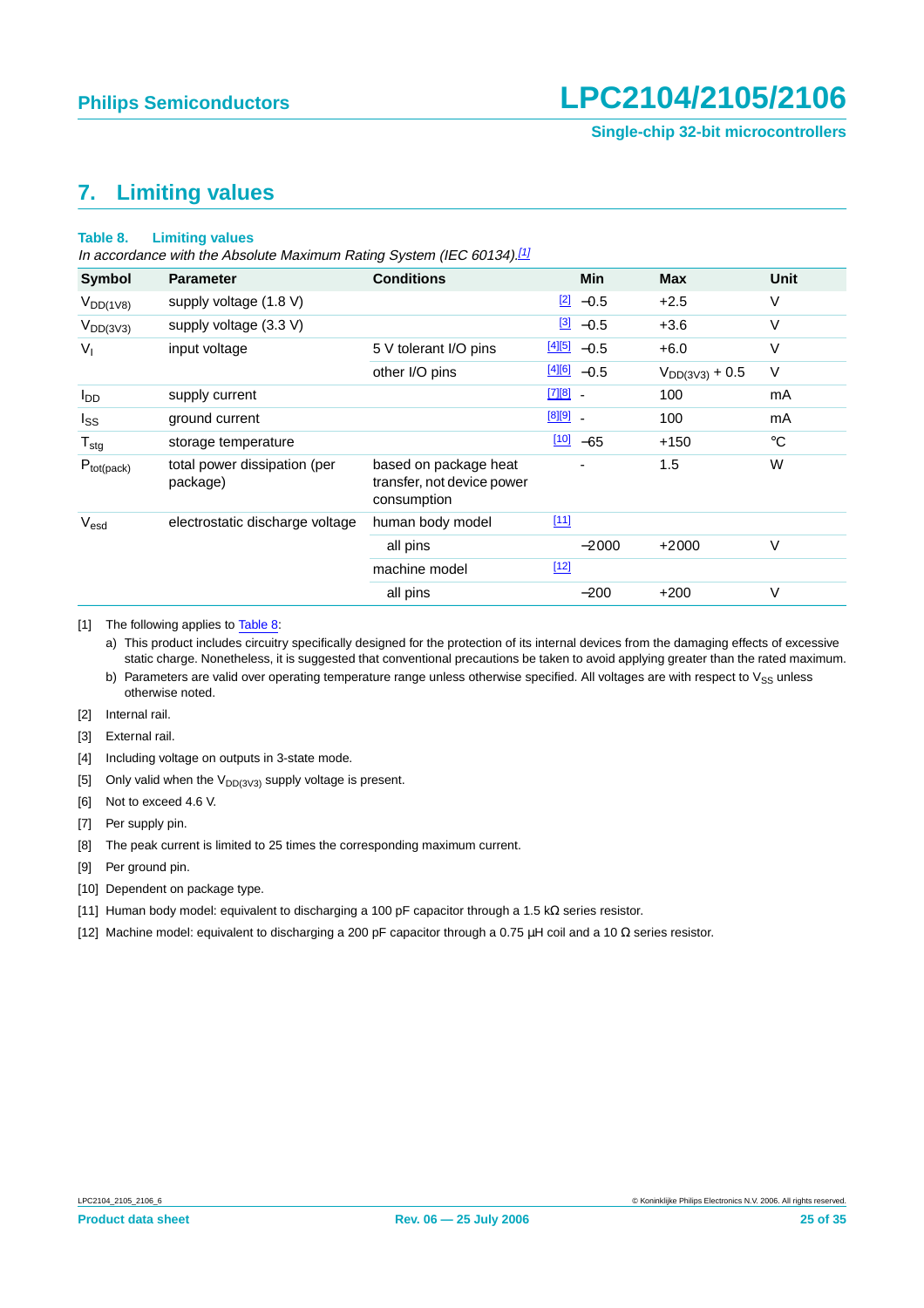# 7. Limiting values

**Table 8. Limiting values**

*In accordance with the Absolute Maximum Rating System (IEC 60134).[1]*

| Symbol | Parameter | Conditions | | Min | Max | Unit |
|---|---|---|---|---|---|---|
| $V_{DD(1V8)}$ | supply voltage (1.8 V) | | [2] | −0.5 | +2.5 | V |
| $V_{DD(3V3)}$ | supply voltage (3.3 V) | | [3] | −0.5 | +3.6 | V |
| $V_I$ | input voltage | 5 V tolerant I/O pins | [4][5] | −0.5 | +6.0 | V |
| | | other I/O pins | [4][6] | −0.5 | $V_{DD(3V3)}$ + 0.5 | V |
| $I_{DD}$ | supply current | | [7][8] | - | 100 | mA |
| $I_{SS}$ | ground current | | [8][9] | - | 100 | mA |
| $T_{stg}$ | storage temperature | | [10] | −65 | +150 | °C |
| $P_{tot(pack)}$ | total power dissipation (per package) | based on package heat transfer, not device power consumption | | - | 1.5 | W |
| $V_{esd}$ | electrostatic discharge voltage | human body model | [11] | | | |
| | | all pins | | −2000 | +2000 | V |
| | | machine model | [12] | | | |
| | | all pins | | −200 | +200 | V |

[1] The following applies to Table 8:

a) This product includes circuitry specifically designed for the protection of its internal devices from the damaging effects of excessive static charge. Nonetheless, it is suggested that conventional precautions be taken to avoid applying greater than the rated maximum.

b) Parameters are valid over operating temperature range unless otherwise specified. All voltages are with respect to $V_{SS}$ unless otherwise noted.

[2] Internal rail.

[3] External rail.

[4] Including voltage on outputs in 3-state mode.

[5] Only valid when the $V_{DD(3V3)}$ supply voltage is present.

[6] Not to exceed 4.6 V.

[7] Per supply pin.

[8] The peak current is limited to 25 times the corresponding maximum current.

[9] Per ground pin.

[10] Dependent on package type.

[11] Human body model: equivalent to discharging a 100 pF capacitor through a 1.5 kΩ series resistor.

[12] Machine model: equivalent to discharging a 200 pF capacitor through a 0.75 μH coil and a 10 Ω series resistor.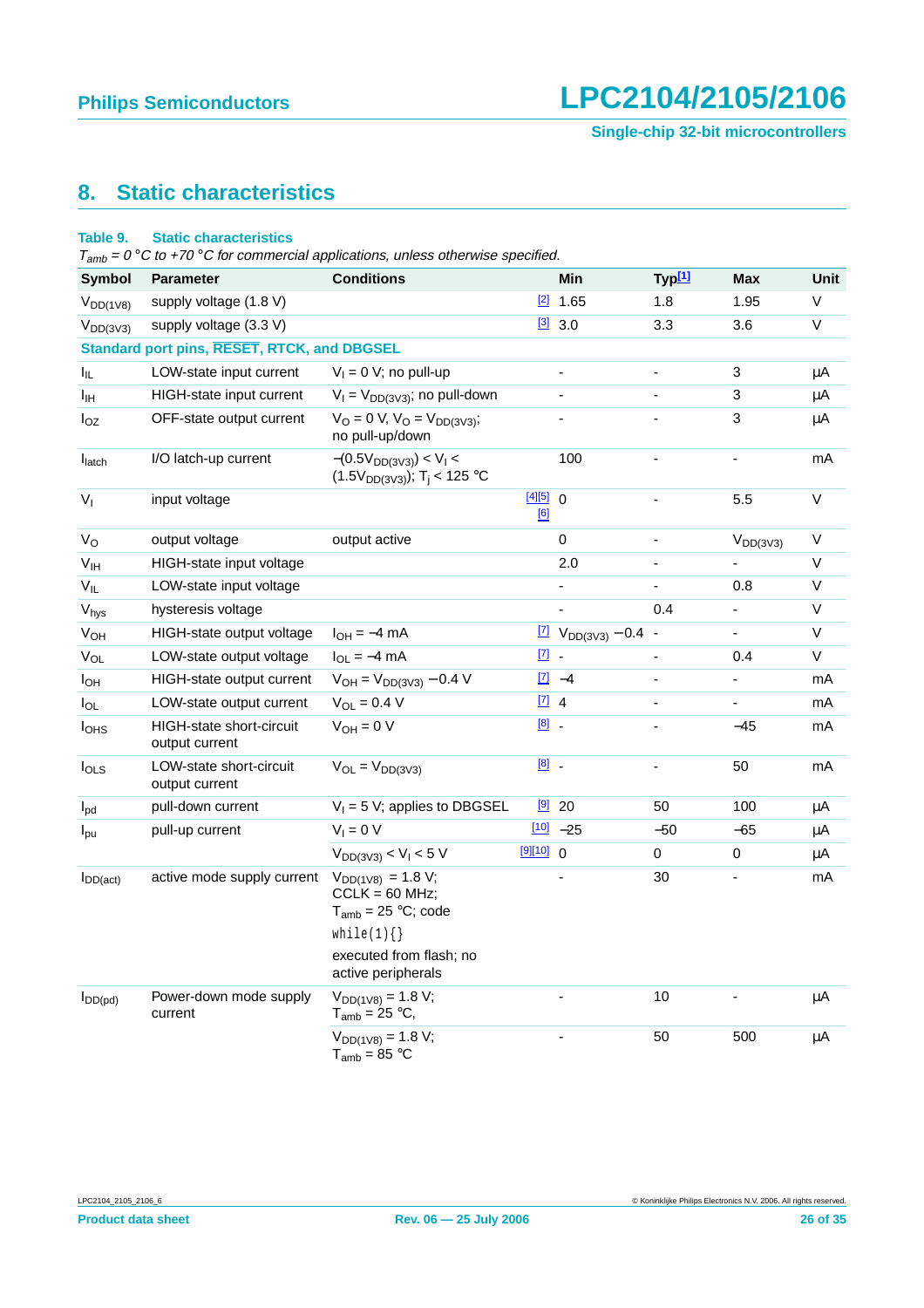## 8. Static characteristics

**Table 9. Static characteristics**

*$T_{amb}$ = 0 °C to +70 °C for commercial applications, unless otherwise specified.*

| Symbol | Parameter | Conditions | | Min | Typ[1] | Max | Unit |
|---|---|---|---|---|---|---|---|
| $V_{DD(1V8)}$ | supply voltage (1.8 V) | | [2] | 1.65 | 1.8 | 1.95 | V |
| $V_{DD(3V3)}$ | supply voltage (3.3 V) | | [3] | 3.0 | 3.3 | 3.6 | V |
| **Standard port pins, RESET, RTCK, and DBGSEL** | | | | | | | |
| $I_{IL}$ | LOW-state input current | $V_I$ = 0 V; no pull-up | | - | - | 3 | μA |
| $I_{IH}$ | HIGH-state input current | $V_I = V_{DD(3V3)}$; no pull-down | | - | - | 3 | μA |
| $I_{OZ}$ | OFF-state output current | $V_O$ = 0 V, $V_O = V_{DD(3V3)}$; no pull-up/down | | - | - | 3 | μA |
| $I_{latch}$ | I/O latch-up current | $-(0.5V_{DD(3V3)}) < V_I < (1.5V_{DD(3V3)})$; $T_j$ < 125 °C | | 100 | - | - | mA |
| $V_I$ | input voltage | | [4][5][6] | 0 | - | 5.5 | V |
| $V_O$ | output voltage | output active | | 0 | - | $V_{DD(3V3)}$ | V |
| $V_{IH}$ | HIGH-state input voltage | | | 2.0 | - | - | V |
| $V_{IL}$ | LOW-state input voltage | | | - | - | 0.8 | V |
| $V_{hys}$ | hysteresis voltage | | | - | 0.4 | - | V |
| $V_{OH}$ | HIGH-state output voltage | $I_{OH}$ = −4 mA | [7] | $V_{DD(3V3)} - 0.4$ | - | - | V |
| $V_{OL}$ | LOW-state output voltage | $I_{OL}$ = −4 mA | [7] | - | - | 0.4 | V |
| $I_{OH}$ | HIGH-state output current | $V_{OH} = V_{DD(3V3)} - 0.4$ V | [7] | −4 | - | - | mA |
| $I_{OL}$ | LOW-state output current | $V_{OL}$ = 0.4 V | [7] | 4 | - | - | mA |
| $I_{OHS}$ | HIGH-state short-circuit output current | $V_{OH}$ = 0 V | [8] | - | - | −45 | mA |
| $I_{OLS}$ | LOW-state short-circuit output current | $V_{OL} = V_{DD(3V3)}$ | [8] | - | - | 50 | mA |
| $I_{pd}$ | pull-down current | $V_I$ = 5 V; applies to DBGSEL | [9] | 20 | 50 | 100 | μA |
| $I_{pu}$ | pull-up current | $V_I$ = 0 V | [10] | −25 | −50 | −65 | μA |
| | | $V_{DD(3V3)} < V_I < 5$ V | [9][10] | 0 | 0 | 0 | μA |
| $I_{DD(act)}$ | active mode supply current | $V_{DD(1V8)}$ = 1.8 V; CCLK = 60 MHz; $T_{amb}$ = 25 °C; code `while(1){}` executed from flash; no active peripherals | | - | 30 | - | mA |
| $I_{DD(pd)}$ | Power-down mode supply current | $V_{DD(1V8)}$ = 1.8 V; $T_{amb}$ = 25 °C, | | - | 10 | - | μA |
| | | $V_{DD(1V8)}$ = 1.8 V; $T_{amb}$ = 85 °C | | - | 50 | 500 | μA |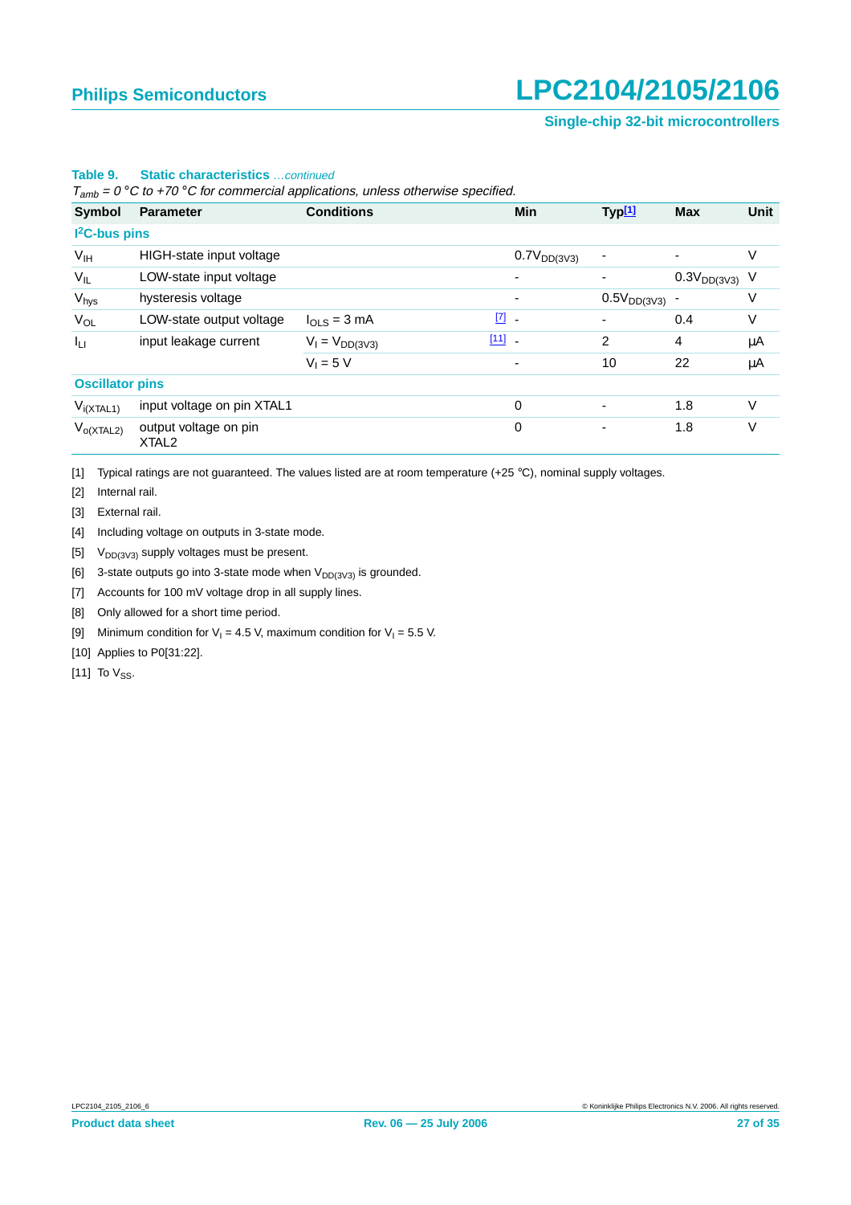**Table 9. Static characteristics** *...continued*

*$T_{amb}$ = 0 °C to +70 °C for commercial applications, unless otherwise specified.*

| Symbol | Parameter | Conditions | | Min | Typ[1] | Max | Unit |
|---|---|---|---|---|---|---|---|
| **$I^2C$-bus pins** | | | | | | | |
| $V_{IH}$ | HIGH-state input voltage | | | $0.7V_{DD(3V3)}$ | - | - | V |
| $V_{IL}$ | LOW-state input voltage | | | - | - | $0.3V_{DD(3V3)}$ | V |
| $V_{hys}$ | hysteresis voltage | | | - | $0.5V_{DD(3V3)}$ | - | V |
| $V_{OL}$ | LOW-state output voltage | $I_{OLS}$ = 3 mA | [7] | - | - | 0.4 | V |
| $I_{LI}$ | input leakage current | $V_I = V_{DD(3V3)}$ | [11] | - | 2 | 4 | µA |
| | | $V_I$ = 5 V | | - | 10 | 22 | µA |
| **Oscillator pins** | | | | | | | |
| $V_{i(XTAL1)}$ | input voltage on pin XTAL1 | | | 0 | - | 1.8 | V |
| $V_{o(XTAL2)}$ | output voltage on pin XTAL2 | | | 0 | - | 1.8 | V |

[1] Typical ratings are not guaranteed. The values listed are at room temperature (+25 °C), nominal supply voltages.

[2] Internal rail.

[3] External rail.

[4] Including voltage on outputs in 3-state mode.

[5] $V_{DD(3V3)}$ supply voltages must be present.

[6] 3-state outputs go into 3-state mode when $V_{DD(3V3)}$ is grounded.

[7] Accounts for 100 mV voltage drop in all supply lines.

[8] Only allowed for a short time period.

[9] Minimum condition for $V_I$ = 4.5 V, maximum condition for $V_I$ = 5.5 V.

[10] Applies to P0[31:22].

[11] To $V_{SS}$.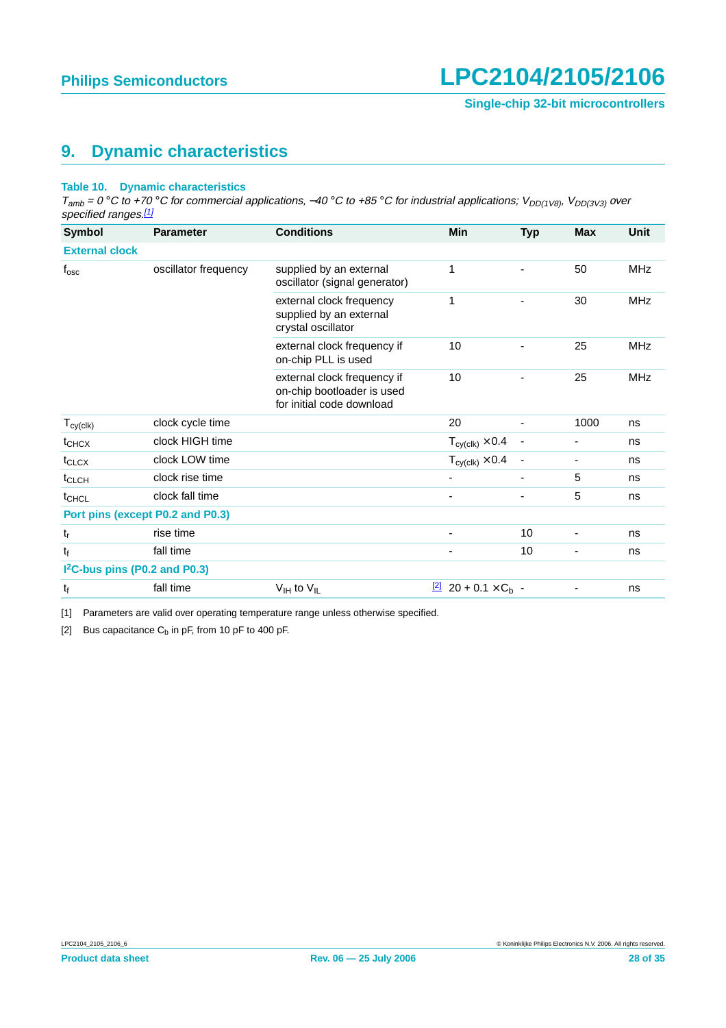## 9. Dynamic characteristics

**Table 10. Dynamic characteristics**

*$T_{amb}$ = 0 °C to +70 °C for commercial applications, −40 °C to +85 °C for industrial applications; $V_{DD(1V8)}$, $V_{DD(3V3)}$ over specified ranges.*[1]

| Symbol | Parameter | Conditions | | Min | Typ | Max | Unit |
|---|---|---|---|---|---|---|---|
| **External clock** | | | | | | | |
| $f_{osc}$ | oscillator frequency | supplied by an external oscillator (signal generator) | | 1 | - | 50 | MHz |
| | | external clock frequency supplied by an external crystal oscillator | | 1 | - | 30 | MHz |
| | | external clock frequency if on-chip PLL is used | | 10 | - | 25 | MHz |
| | | external clock frequency if on-chip bootloader is used for initial code download | | 10 | - | 25 | MHz |
| $T_{cy(clk)}$ | clock cycle time | | | 20 | - | 1000 | ns |
| $t_{CHCX}$ | clock HIGH time | | | $T_{cy(clk)} \times 0.4$ | - | - | ns |
| $t_{CLCX}$ | clock LOW time | | | $T_{cy(clk)} \times 0.4$ | - | - | ns |
| $t_{CLCH}$ | clock rise time | | | - | - | 5 | ns |
| $t_{CHCL}$ | clock fall time | | | - | - | 5 | ns |
| **Port pins (except P0.2 and P0.3)** | | | | | | | |
| $t_r$ | rise time | | | - | 10 | - | ns |
| $t_f$ | fall time | | | - | 10 | - | ns |
| **$I^2$C-bus pins (P0.2 and P0.3)** | | | | | | | |
| $t_f$ | fall time | $V_{IH}$ to $V_{IL}$ | [2] | $20 + 0.1 \times C_b$ | - | - | ns |

[1] Parameters are valid over operating temperature range unless otherwise specified.

[2] Bus capacitance $C_b$ in pF, from 10 pF to 400 pF.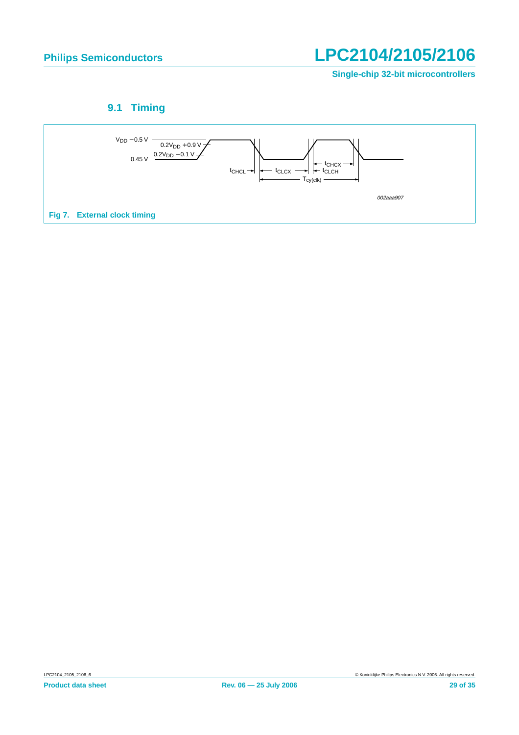## 9.1 Timing

Fig 7. External clock timing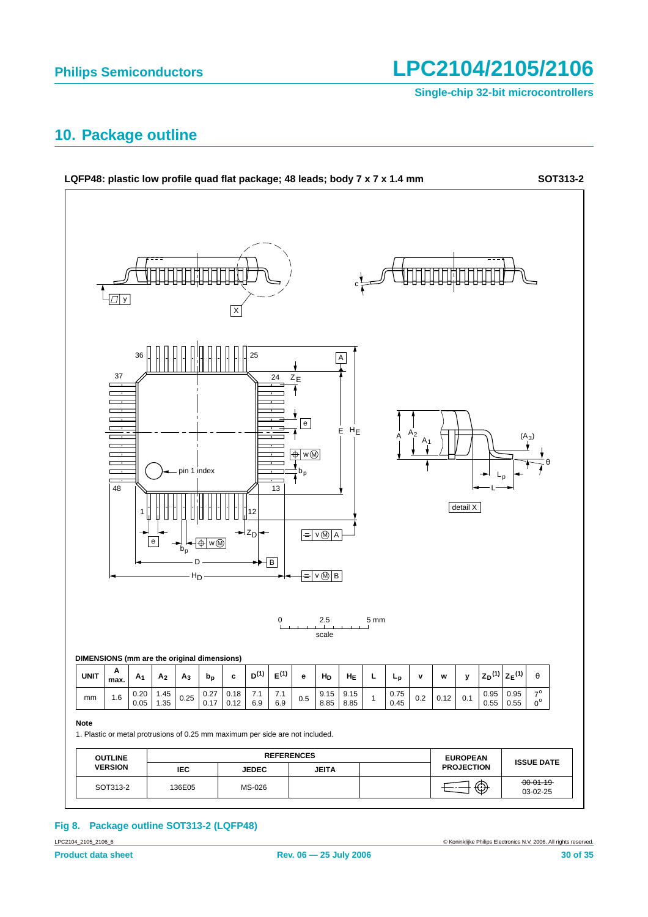## 10. Package outline

**LQFP48: plastic low profile quad flat package; 48 leads; body 7 x 7 x 1.4 mm** **SOT313-2**

**DIMENSIONS (mm are the original dimensions)**

| UNIT | A max. | $A_1$ | $A_2$ | $A_3$ | $b_p$ | c | $D^{(1)}$ | $E^{(1)}$ | e | $H_D$ | $H_E$ | L | $L_p$ | v | w | y | $Z_D^{(1)}$ | $Z_E^{(1)}$ | θ |
|---|---|---|---|---|---|---|---|---|---|---|---|---|---|---|---|---|---|---|---|
| mm | 1.6 | 0.20<br>0.05 | 1.45<br>1.35 | 0.25 | 0.27<br>0.17 | 0.18<br>0.12 | 7.1<br>6.9 | 7.1<br>6.9 | 0.5 | 9.15<br>8.85 | 9.15<br>8.85 | 1 | 0.75<br>0.45 | 0.2 | 0.12 | 0.1 | 0.95<br>0.55 | 0.95<br>0.55 | 7°<br>0° |

**Note**

1. Plastic or metal protrusions of 0.25 mm maximum per side are not included.

| OUTLINE VERSION | REFERENCES | | | | EUROPEAN PROJECTION | ISSUE DATE |
|---|---|---|---|---|---|---|
| | IEC | JEDEC | JEITA | | | |
| SOT313-2 | 136E05 | MS-026 | | | | ~~00-01-19~~<br>03-02-25 |

**Fig 8. Package outline SOT313-2 (LQFP48)**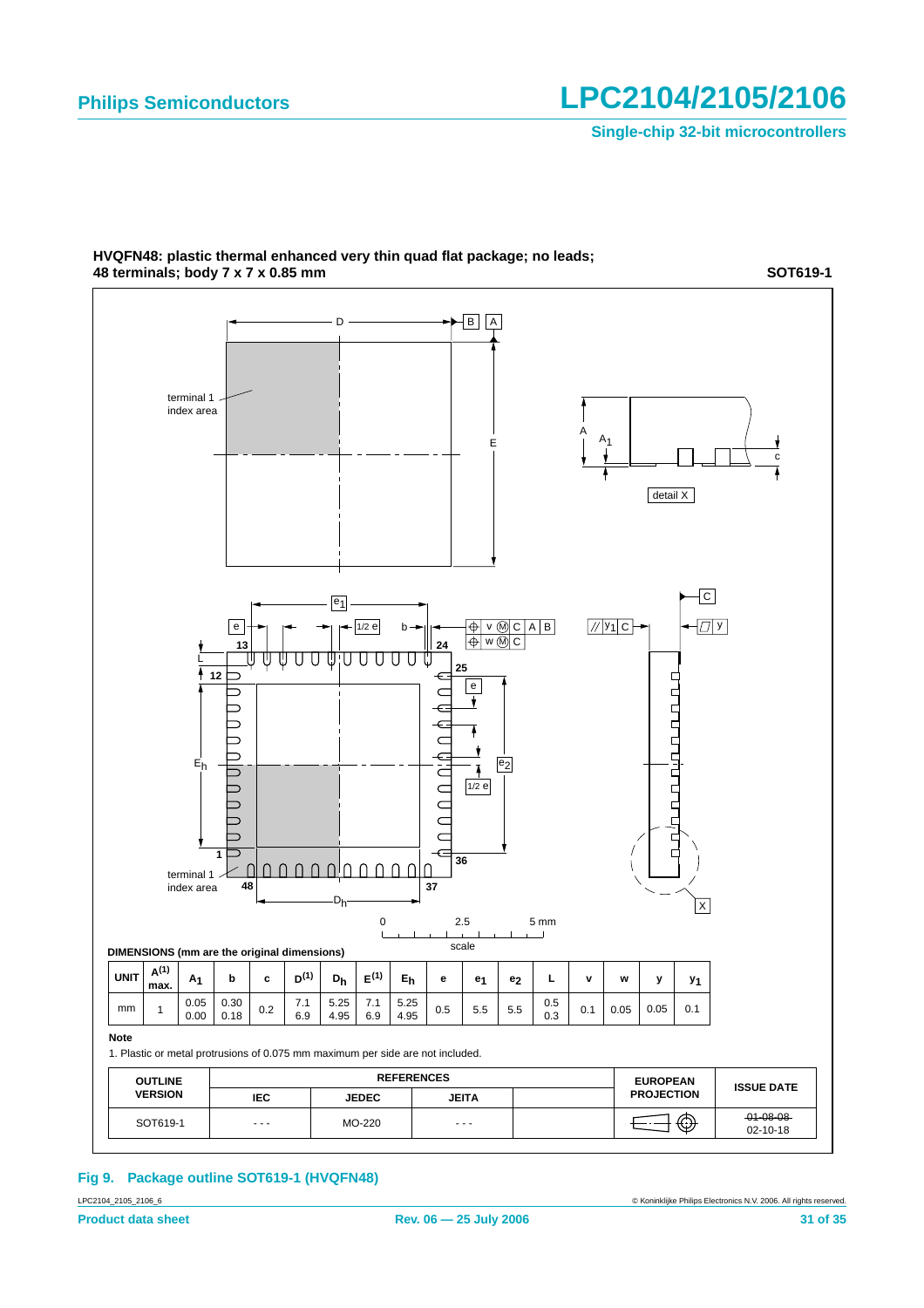**HVQFN48: plastic thermal enhanced very thin quad flat package; no leads; 48 terminals; body 7 x 7 x 0.85 mm** **SOT619-1**

**DIMENSIONS (mm are the original dimensions)**

| UNIT | $A^{(1)}$ max. | $A_1$ | b | c | $D^{(1)}$ | $D_h$ | $E^{(1)}$ | $E_h$ | e | $e_1$ | $e_2$ | L | v | w | y | $y_1$ |
|---|---|---|---|---|---|---|---|---|---|---|---|---|---|---|---|---|
| mm | 1 | 0.05<br>0.00 | 0.30<br>0.18 | 0.2 | 7.1<br>6.9 | 5.25<br>4.95 | 7.1<br>6.9 | 5.25<br>4.95 | 0.5 | 5.5 | 5.5 | 0.5<br>0.3 | 0.1 | 0.05 | 0.05 | 0.1 |

**Note**

1. Plastic or metal protrusions of 0.075 mm maximum per side are not included.

| OUTLINE VERSION | REFERENCES | | | | EUROPEAN PROJECTION | ISSUE DATE |
|---|---|---|---|---|---|---|
| | IEC | JEDEC | JEITA | | | |
| SOT619-1 | - - - | MO-220 | - - - | | | ~~01-08-08~~<br>02-10-18 |

**Fig 9. Package outline SOT619-1 (HVQFN48)**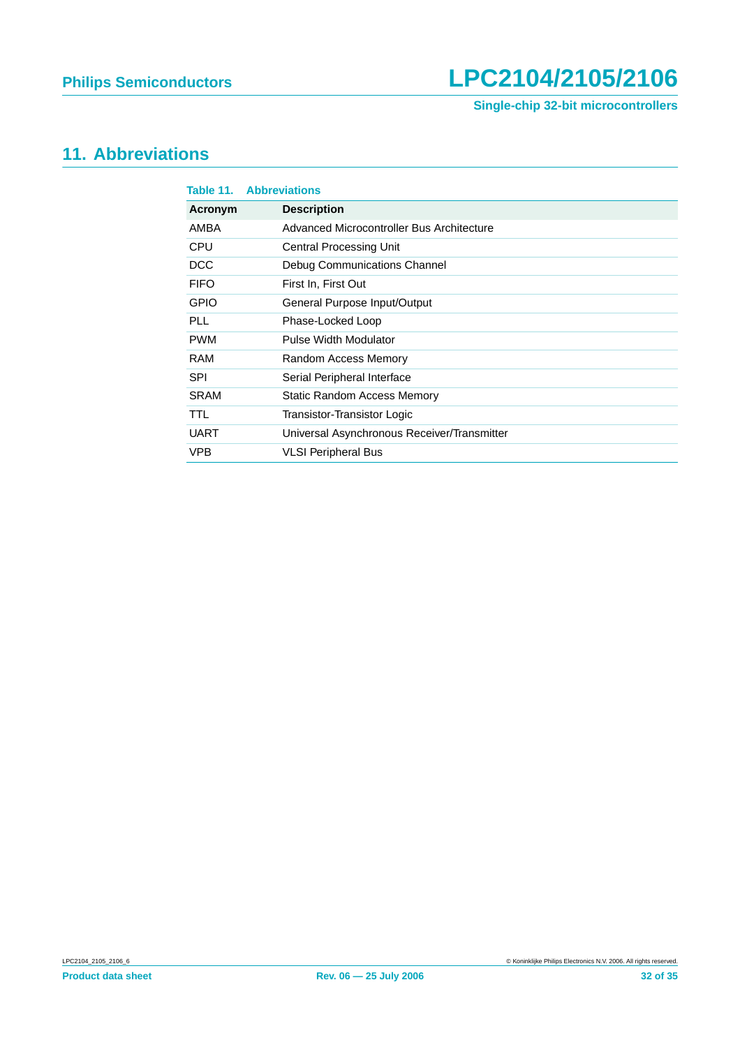## 11. Abbreviations

**Table 11. Abbreviations**

| Acronym | Description |
|---|---|
| AMBA | Advanced Microcontroller Bus Architecture |
| CPU | Central Processing Unit |
| DCC | Debug Communications Channel |
| FIFO | First In, First Out |
| GPIO | General Purpose Input/Output |
| PLL | Phase-Locked Loop |
| PWM | Pulse Width Modulator |
| RAM | Random Access Memory |
| SPI | Serial Peripheral Interface |
| SRAM | Static Random Access Memory |
| TTL | Transistor-Transistor Logic |
| UART | Universal Asynchronous Receiver/Transmitter |
| VPB | VLSI Peripheral Bus |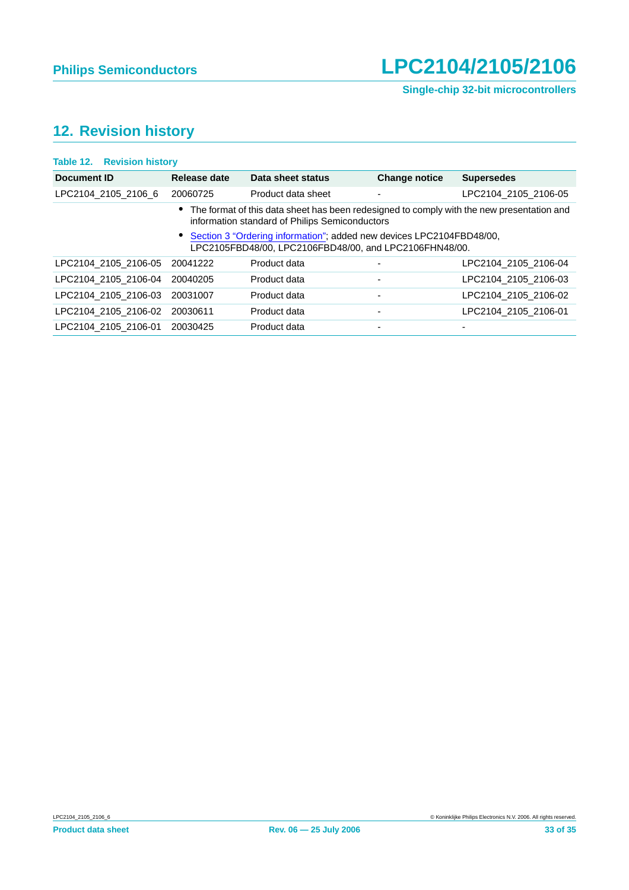## 12. Revision history

**Table 12. Revision history**

| Document ID | Release date | Data sheet status | Change notice | Supersedes |
|---|---|---|---|---|
| LPC2104_2105_2106_6 | 20060725 | Product data sheet | - | LPC2104_2105_2106-05 |
| | • The format of this data sheet has been redesigned to comply with the new presentation and information standard of Philips Semiconductors<br>• Section 3 “Ordering information”; added new devices LPC2104FBD48/00, LPC2105FBD48/00, LPC2106FBD48/00, and LPC2106FHN48/00. | | | |
| LPC2104_2105_2106-05 | 20041222 | Product data | - | LPC2104_2105_2106-04 |
| LPC2104_2105_2106-04 | 20040205 | Product data | - | LPC2104_2105_2106-03 |
| LPC2104_2105_2106-03 | 20031007 | Product data | - | LPC2104_2105_2106-02 |
| LPC2104_2105_2106-02 | 20030611 | Product data | - | LPC2104_2105_2106-01 |
| LPC2104_2105_2106-01 | 20030425 | Product data | - | - |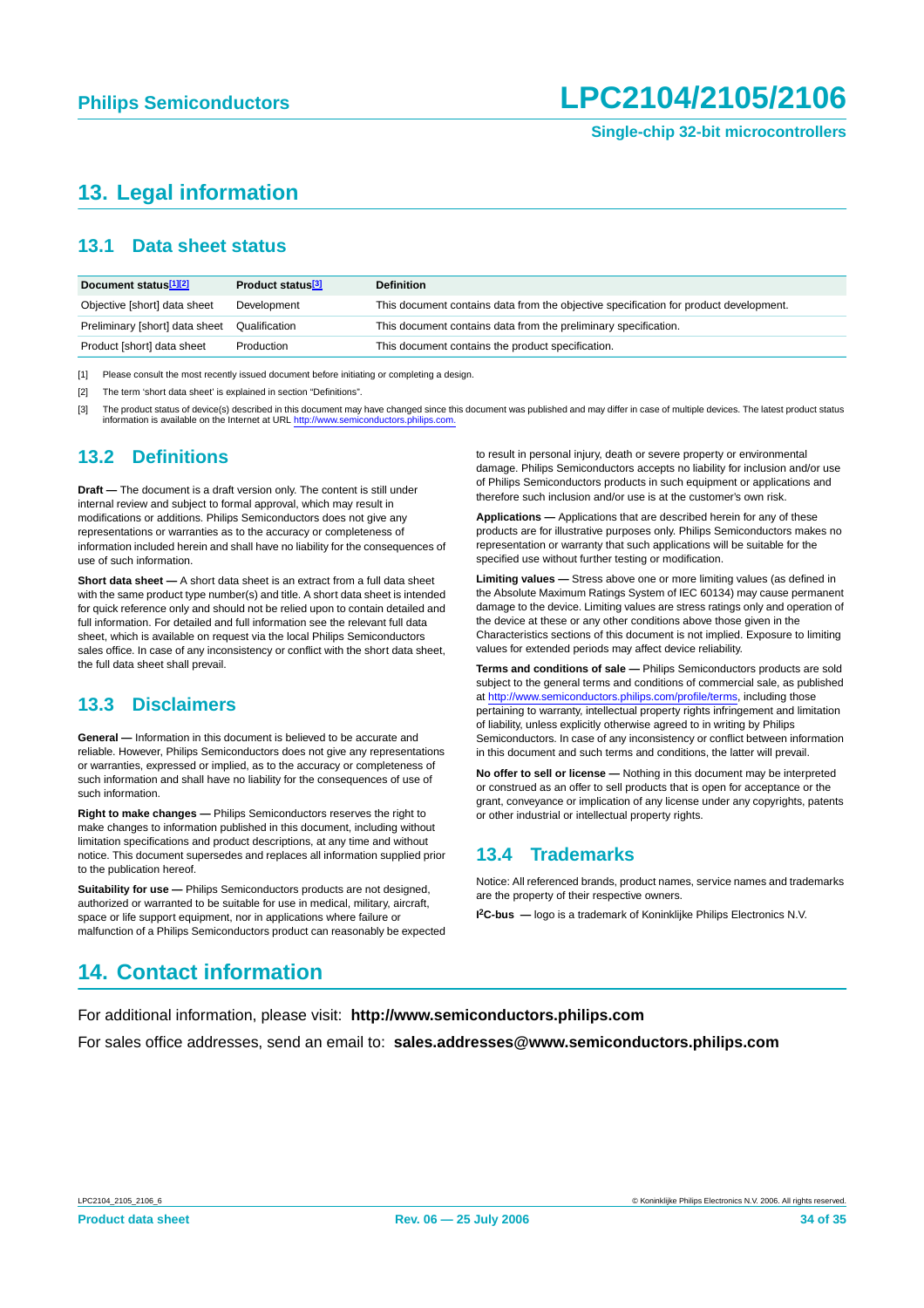## 13. Legal information

### 13.1 Data sheet status

| Document status[1][2] | Product status[3] | Definition |
|---|---|---|
| Objective [short] data sheet | Development | This document contains data from the objective specification for product development. |
| Preliminary [short] data sheet | Qualification | This document contains data from the preliminary specification. |
| Product [short] data sheet | Production | This document contains the product specification. |

[1] Please consult the most recently issued document before initiating or completing a design.

[2] The term 'short data sheet' is explained in section "Definitions".

[3] The product status of device(s) described in this document may have changed since this document was published and may differ in case of multiple devices. The latest product status information is available on the Internet at URL http://www.semiconductors.philips.com.

### 13.2 Definitions

**Draft —** The document is a draft version only. The content is still under internal review and subject to formal approval, which may result in modifications or additions. Philips Semiconductors does not give any representations or warranties as to the accuracy or completeness of information included herein and shall have no liability for the consequences of use of such information.

**Short data sheet —** A short data sheet is an extract from a full data sheet with the same product type number(s) and title. A short data sheet is intended for quick reference only and should not be relied upon to contain detailed and full information. For detailed and full information see the relevant full data sheet, which is available on request via the local Philips Semiconductors sales office. In case of any inconsistency or conflict with the short data sheet, the full data sheet shall prevail.

### 13.3 Disclaimers

**General —** Information in this document is believed to be accurate and reliable. However, Philips Semiconductors does not give any representations or warranties, expressed or implied, as to the accuracy or completeness of such information and shall have no liability for the consequences of use of such information.

**Right to make changes —** Philips Semiconductors reserves the right to make changes to information published in this document, including without limitation specifications and product descriptions, at any time and without notice. This document supersedes and replaces all information supplied prior to the publication hereof.

**Suitability for use —** Philips Semiconductors products are not designed, authorized or warranted to be suitable for use in medical, military, aircraft, space or life support equipment, nor in applications where failure or malfunction of a Philips Semiconductors product can reasonably be expected to result in personal injury, death or severe property or environmental damage. Philips Semiconductors accepts no liability for inclusion and/or use of Philips Semiconductors products in such equipment or applications and therefore such inclusion and/or use is at the customer's own risk.

**Applications —** Applications that are described herein for any of these products are for illustrative purposes only. Philips Semiconductors makes no representation or warranty that such applications will be suitable for the specified use without further testing or modification.

**Limiting values —** Stress above one or more limiting values (as defined in the Absolute Maximum Ratings System of IEC 60134) may cause permanent damage to the device. Limiting values are stress ratings only and operation of the device at these or any other conditions above those given in the Characteristics sections of this document is not implied. Exposure to limiting values for extended periods may affect device reliability.

**Terms and conditions of sale —** Philips Semiconductors products are sold subject to the general terms and conditions of commercial sale, as published at http://www.semiconductors.philips.com/profile/terms, including those pertaining to warranty, intellectual property rights infringement and limitation of liability, unless explicitly otherwise agreed to in writing by Philips Semiconductors. In case of any inconsistency or conflict between information in this document and such terms and conditions, the latter will prevail.

**No offer to sell or license —** Nothing in this document may be interpreted or construed as an offer to sell products that is open for acceptance or the grant, conveyance or implication of any license under any copyrights, patents or other industrial or intellectual property rights.

### 13.4 Trademarks

Notice: All referenced brands, product names, service names and trademarks are the property of their respective owners.

**I²C-bus —** logo is a trademark of Koninklijke Philips Electronics N.V.

## 14. Contact information

For additional information, please visit: **http://www.semiconductors.philips.com**

For sales office addresses, send an email to: **sales.addresses@www.semiconductors.philips.com**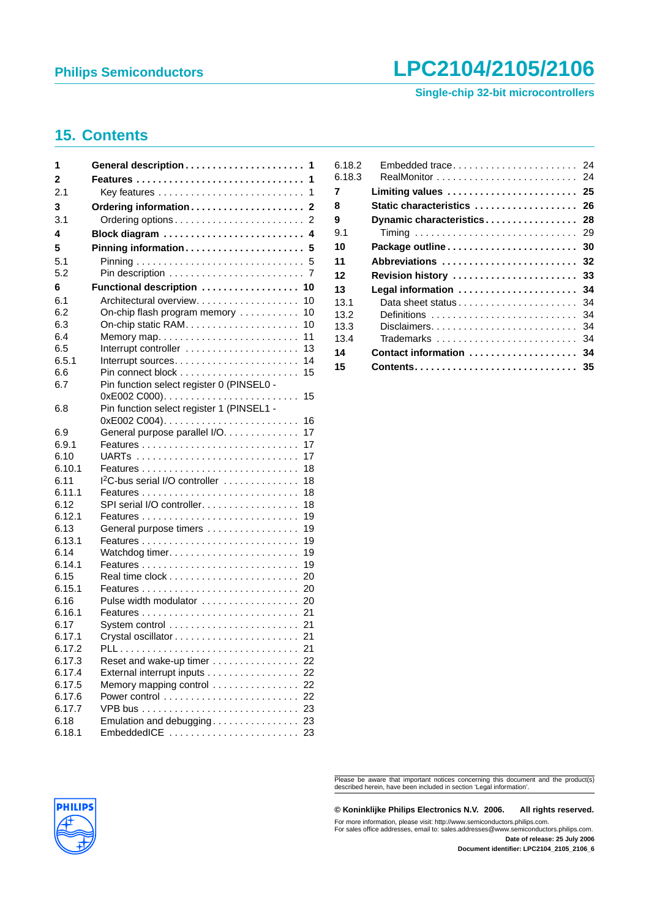## 15. Contents

| | | |
|---|---|---|
| **1** | **General description** | **1** |
| **2** | **Features** | **1** |
| 2.1 | Key features | 1 |
| **3** | **Ordering information** | **2** |
| 3.1 | Ordering options | 2 |
| **4** | **Block diagram** | **4** |
| **5** | **Pinning information** | **5** |
| 5.1 | Pinning | 5 |
| 5.2 | Pin description | 7 |
| **6** | **Functional description** | **10** |
| 6.1 | Architectural overview | 10 |
| 6.2 | On-chip flash program memory | 10 |
| 6.3 | On-chip static RAM | 10 |
| 6.4 | Memory map | 11 |
| 6.5 | Interrupt controller | 13 |
| 6.5.1 | Interrupt sources | 14 |
| 6.6 | Pin connect block | 15 |
| 6.7 | Pin function select register 0 (PINSEL0 - 0xE002 C000) | 15 |
| 6.8 | Pin function select register 1 (PINSEL1 - 0xE002 C004) | 16 |
| 6.9 | General purpose parallel I/O | 17 |
| 6.9.1 | Features | 17 |
| 6.10 | UARTs | 17 |
| 6.10.1 | Features | 18 |
| 6.11 | I²C-bus serial I/O controller | 18 |
| 6.11.1 | Features | 18 |
| 6.12 | SPI serial I/O controller | 18 |
| 6.12.1 | Features | 19 |
| 6.13 | General purpose timers | 19 |
| 6.13.1 | Features | 19 |
| 6.14 | Watchdog timer | 19 |
| 6.14.1 | Features | 19 |
| 6.15 | Real time clock | 20 |
| 6.15.1 | Features | 20 |
| 6.16 | Pulse width modulator | 20 |
| 6.16.1 | Features | 21 |
| 6.17 | System control | 21 |
| 6.17.1 | Crystal oscillator | 21 |
| 6.17.2 | PLL | 21 |
| 6.17.3 | Reset and wake-up timer | 22 |
| 6.17.4 | External interrupt inputs | 22 |
| 6.17.5 | Memory mapping control | 22 |
| 6.17.6 | Power control | 22 |
| 6.17.7 | VPB bus | 23 |
| 6.18 | Emulation and debugging | 23 |
| 6.18.1 | EmbeddedICE | 23 |
| 6.18.2 | Embedded trace | 24 |
| 6.18.3 | RealMonitor | 24 |
| **7** | **Limiting values** | **25** |
| **8** | **Static characteristics** | **26** |
| **9** | **Dynamic characteristics** | **28** |
| 9.1 | Timing | 29 |
| **10** | **Package outline** | **30** |
| **11** | **Abbreviations** | **32** |
| **12** | **Revision history** | **33** |
| **13** | **Legal information** | **34** |
| 13.1 | Data sheet status | 34 |
| 13.2 | Definitions | 34 |
| 13.3 | Disclaimers | 34 |
| 13.4 | Trademarks | 34 |
| **14** | **Contact information** | **34** |
| **15** | **Contents** | **35** |

Please be aware that important notices concerning this document and the product(s) described herein, have been included in section 'Legal information'.

**© Koninklijke Philips Electronics N.V. 2006. All rights reserved.**

For more information, please visit: http://www.semiconductors.philips.com.
For sales office addresses, email to: sales.addresses@www.semiconductors.philips.com.

**Date of release: 25 July 2006**

**Document identifier: LPC2104_2105_2106_6**